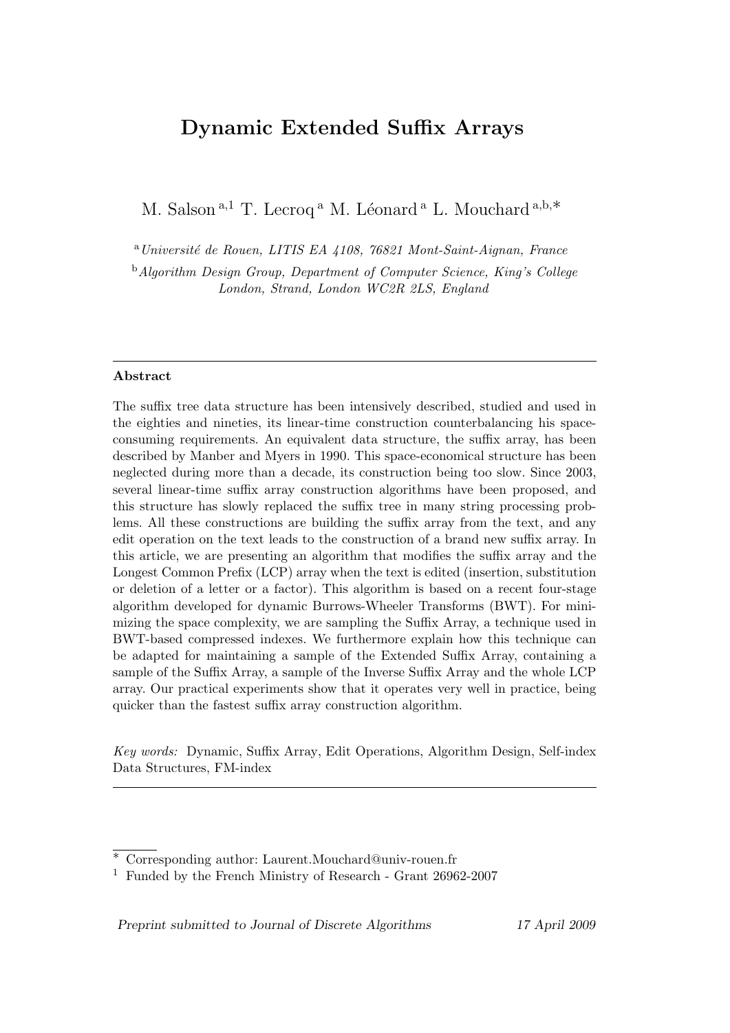# Dynamic Extended Suffix Arrays

M. Salson [a,1] T. Lecroq [a] M. Léonard [a] L. Mouchard [a,b,*]

[a] *Université de Rouen, LITIS EA 4108, 76821 Mont-Saint-Aignan, France*

[b] *Algorithm Design Group, Department of Computer Science, King's College London, Strand, London WC2R 2LS, England*

---

**Abstract**

The suffix tree data structure has been intensively described, studied and used in the eighties and nineties, its linear-time construction counterbalancing his space-consuming requirements. An equivalent data structure, the suffix array, has been described by Manber and Myers in 1990. This space-economical structure has been neglected during more than a decade, its construction being too slow. Since 2003, several linear-time suffix array construction algorithms have been proposed, and this structure has slowly replaced the suffix tree in many string processing problems. All these constructions are building the suffix array from the text, and any edit operation on the text leads to the construction of a brand new suffix array. In this article, we are presenting an algorithm that modifies the suffix array and the Longest Common Prefix (LCP) array when the text is edited (insertion, substitution or deletion of a letter or a factor). This algorithm is based on a recent four-stage algorithm developed for dynamic Burrows-Wheeler Transforms (BWT). For minimizing the space complexity, we are sampling the Suffix Array, a technique used in BWT-based compressed indexes. We furthermore explain how this technique can be adapted for maintaining a sample of the Extended Suffix Array, containing a sample of the Suffix Array, a sample of the Inverse Suffix Array and the whole LCP array. Our practical experiments show that it operates very well in practice, being quicker than the fastest suffix array construction algorithm.

*Key words:* Dynamic, Suffix Array, Edit Operations, Algorithm Design, Self-index Data Structures, FM-index

---

[*] Corresponding author: Laurent.Mouchard@univ-rouen.fr

[1] Funded by the French Ministry of Research - Grant 26962-2007

*Preprint submitted to Journal of Discrete Algorithms* *17 April 2009*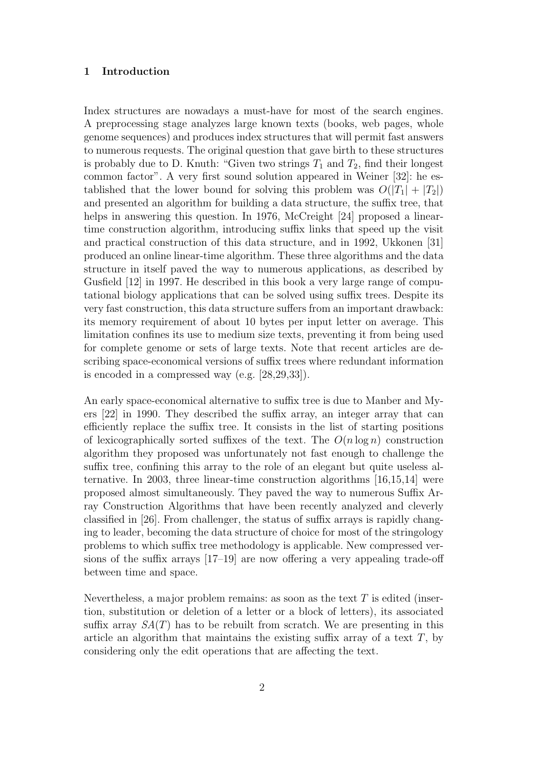## 1 Introduction

Index structures are nowadays a must-have for most of the search engines. A preprocessing stage analyzes large known texts (books, web pages, whole genome sequences) and produces index structures that will permit fast answers to numerous requests. The original question that gave birth to these structures is probably due to D. Knuth: "Given two strings $T_1$ and $T_2$, find their longest common factor". A very first sound solution appeared in Weiner [32]: he established that the lower bound for solving this problem was $O(|T_1| + |T_2|)$ and presented an algorithm for building a data structure, the suffix tree, that helps in answering this question. In 1976, McCreight [24] proposed a linear-time construction algorithm, introducing suffix links that speed up the visit and practical construction of this data structure, and in 1992, Ukkonen [31] produced an online linear-time algorithm. These three algorithms and the data structure in itself paved the way to numerous applications, as described by Gusfield [12] in 1997. He described in this book a very large range of computational biology applications that can be solved using suffix trees. Despite its very fast construction, this data structure suffers from an important drawback: its memory requirement of about 10 bytes per input letter on average. This limitation confines its use to medium size texts, preventing it from being used for complete genome or sets of large texts. Note that recent articles are describing space-economical versions of suffix trees where redundant information is encoded in a compressed way (e.g. [28,29,33]).

An early space-economical alternative to suffix tree is due to Manber and Myers [22] in 1990. They described the suffix array, an integer array that can efficiently replace the suffix tree. It consists in the list of starting positions of lexicographically sorted suffixes of the text. The $O(n \log n)$ construction algorithm they proposed was unfortunately not fast enough to challenge the suffix tree, confining this array to the role of an elegant but quite useless alternative. In 2003, three linear-time construction algorithms [16,15,14] were proposed almost simultaneously. They paved the way to numerous Suffix Array Construction Algorithms that have been recently analyzed and cleverly classified in [26]. From challenger, the status of suffix arrays is rapidly changing to leader, becoming the data structure of choice for most of the stringology problems to which suffix tree methodology is applicable. New compressed versions of the suffix arrays [17–19] are now offering a very appealing trade-off between time and space.

Nevertheless, a major problem remains: as soon as the text $T$ is edited (insertion, substitution or deletion of a letter or a block of letters), its associated suffix array $SA(T)$ has to be rebuilt from scratch. We are presenting in this article an algorithm that maintains the existing suffix array of a text $T$, by considering only the edit operations that are affecting the text.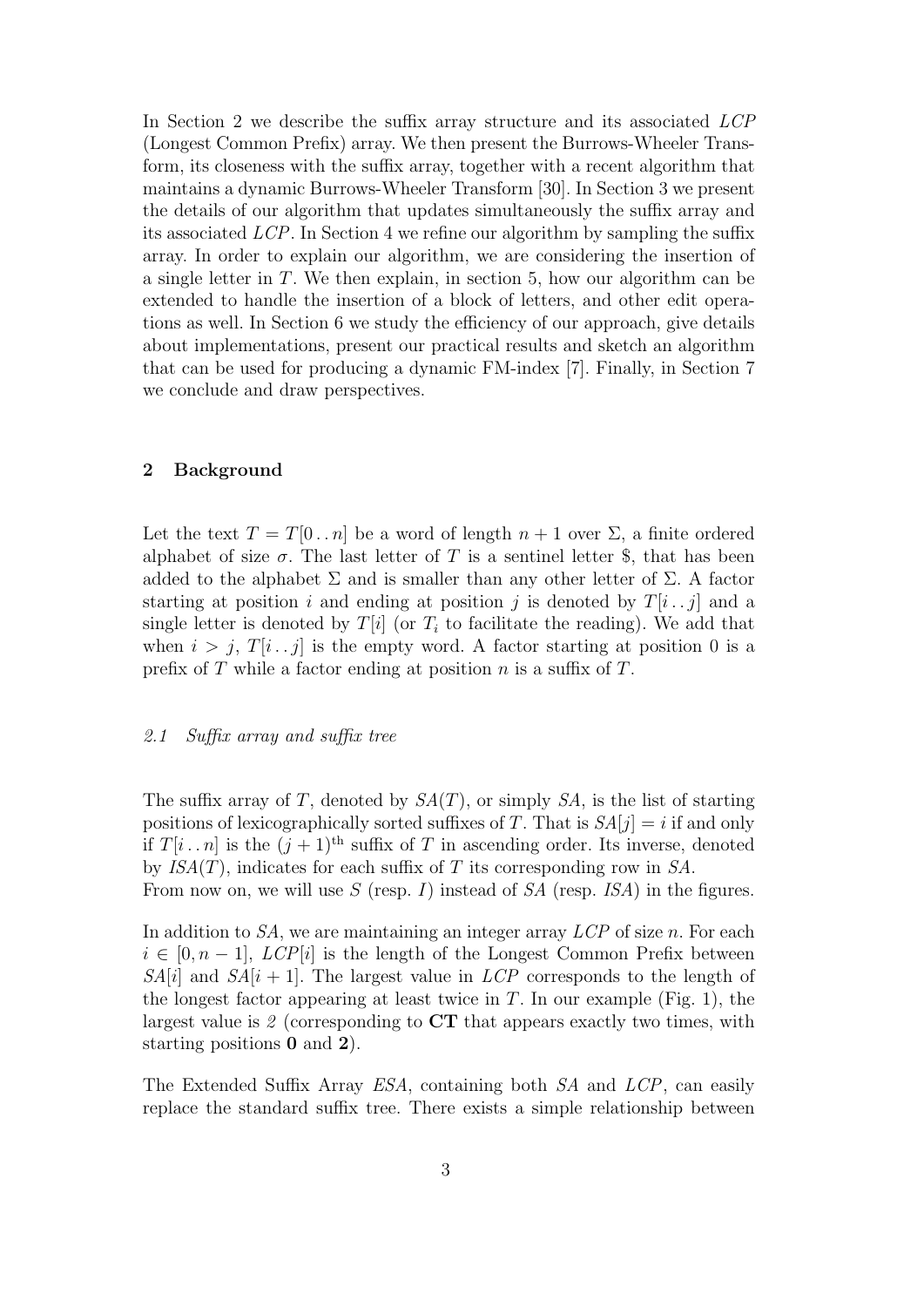In Section 2 we describe the suffix array structure and its associated *LCP* (Longest Common Prefix) array. We then present the Burrows-Wheeler Transform, its closeness with the suffix array, together with a recent algorithm that maintains a dynamic Burrows-Wheeler Transform [30]. In Section 3 we present the details of our algorithm that updates simultaneously the suffix array and its associated *LCP*. In Section 4 we refine our algorithm by sampling the suffix array. In order to explain our algorithm, we are considering the insertion of a single letter in $T$. We then explain, in section 5, how our algorithm can be extended to handle the insertion of a block of letters, and other edit operations as well. In Section 6 we study the efficiency of our approach, give details about implementations, present our practical results and sketch an algorithm that can be used for producing a dynamic FM-index [7]. Finally, in Section 7 we conclude and draw perspectives.

## 2 Background

Let the text $T = T[0\,..\,n]$ be a word of length $n+1$ over $\Sigma$, a finite ordered alphabet of size $\sigma$. The last letter of $T$ is a sentinel letter \$, that has been added to the alphabet $\Sigma$ and is smaller than any other letter of $\Sigma$. A factor starting at position $i$ and ending at position $j$ is denoted by $T[i\,..\,j]$ and a single letter is denoted by $T[i]$ (or $T_i$ to facilitate the reading). We add that when $i > j$, $T[i\,..\,j]$ is the empty word. A factor starting at position 0 is a prefix of $T$ while a factor ending at position $n$ is a suffix of $T$.

### *2.1 Suffix array and suffix tree*

The suffix array of $T$, denoted by $SA(T)$, or simply $SA$, is the list of starting positions of lexicographically sorted suffixes of $T$. That is $SA[j] = i$ if and only if $T[i\,..\,n]$ is the $(j+1)^{\text{th}}$ suffix of $T$ in ascending order. Its inverse, denoted by $ISA(T)$, indicates for each suffix of $T$ its corresponding row in $SA$.
From now on, we will use $S$ (resp. $I$) instead of $SA$ (resp. $ISA$) in the figures.

In addition to $SA$, we are maintaining an integer array $LCP$ of size $n$. For each $i \in [0, n-1]$, $LCP[i]$ is the length of the Longest Common Prefix between $SA[i]$ and $SA[i+1]$. The largest value in $LCP$ corresponds to the length of the longest factor appearing at least twice in $T$. In our example (Fig. 1), the largest value is *2* (corresponding to **CT** that appears exactly two times, with starting positions **0** and **2**).

The Extended Suffix Array *ESA*, containing both *SA* and *LCP*, can easily replace the standard suffix tree. There exists a simple relationship between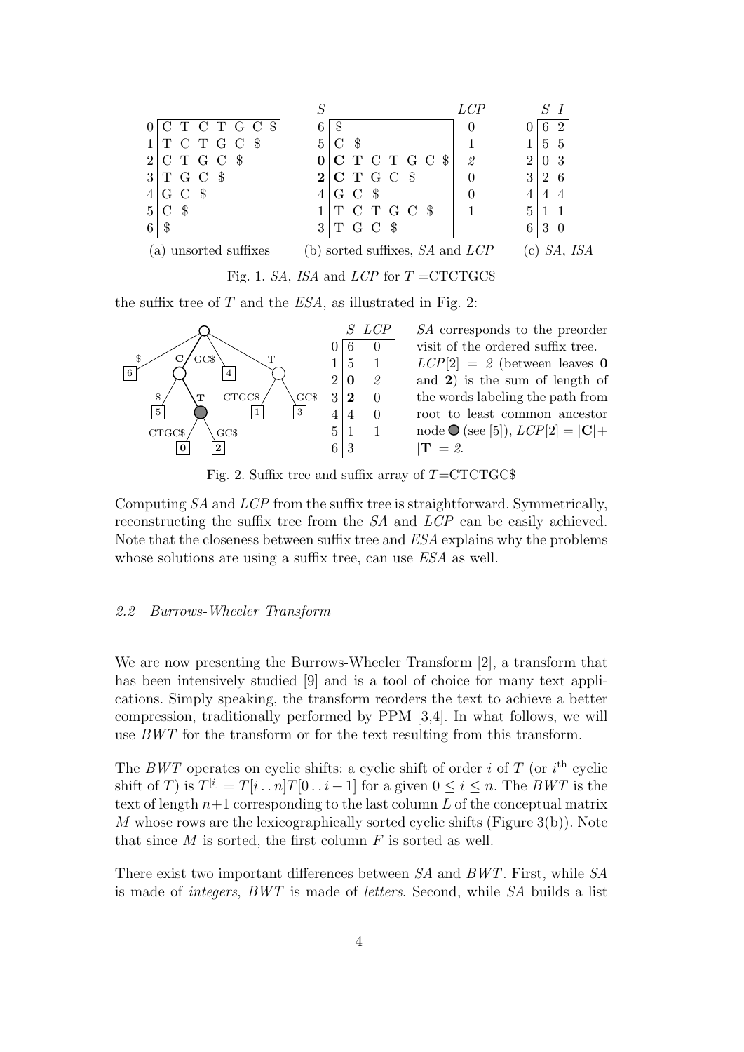| | (a) unsorted suffixes |
|---|---|
| 0 | C T C T G C $ |
| 1 | T C T G C $ |
| 2 | C T G C $ |
| 3 | T G C $ |
| 4 | G C $ |
| 5 | C $ |
| 6 | $ |

| *S* | (b) sorted suffixes | *LCP* |
|---|---|---|
| 6 | $ | 0 |
| 5 | C $ | 1 |
| **0** | **C T** C T G C $ | *2* |
| **2** | **C T** G C $ | 0 |
| 4 | G C $ | 0 |
| 1 | T C T G C $ | 1 |
| 3 | T G C $ | |

| | *S* | *I* |
|---|---|---|
| 0 | 6 | 2 |
| 1 | 5 | 5 |
| 2 | 0 | 3 |
| 3 | 2 | 6 |
| 4 | 4 | 4 |
| 5 | 1 | 1 |
| 6 | 3 | 0 |

(a) unsorted suffixes (b) sorted suffixes, *SA* and *LCP* (c) *SA*, *ISA*

Fig. 1. *SA*, *ISA* and *LCP* for *T* =CTCTGC$

the suffix tree of *T* and the *ESA*, as illustrated in Fig. 2:

$ **C** GC$ T 6 4 $ **T** CTGC$ GC$ 5 1 3 CTGC$ GC$ **0** **2**

| | *S* | *LCP* |
|---|---|---|
| 0 | 6 | 0 |
| 1 | 5 | 1 |
| 2 | **0** | *2* |
| 3 | **2** | 0 |
| 4 | 4 | 0 |
| 5 | 1 | 1 |
| 6 | 3 | |

*SA* corresponds to the preorder visit of the ordered suffix tree. $LCP[2] = 2$ (between leaves **0** and **2**) is the sum of length of the words labeling the path from root to least common ancestor node ● (see [5]), $LCP[2] = |\mathbf{C}| + |\mathbf{T}| = 2$.

Fig. 2. Suffix tree and suffix array of *T*=CTCTGC$

Computing *SA* and *LCP* from the suffix tree is straightforward. Symmetrically, reconstructing the suffix tree from the *SA* and *LCP* can be easily achieved. Note that the closeness between suffix tree and *ESA* explains why the problems whose solutions are using a suffix tree, can use *ESA* as well.

### 2.2 Burrows-Wheeler Transform

We are now presenting the Burrows-Wheeler Transform [2], a transform that has been intensively studied [9] and is a tool of choice for many text applications. Simply speaking, the transform reorders the text to achieve a better compression, traditionally performed by PPM [3,4]. In what follows, we will use *BWT* for the transform or for the text resulting from this transform.

The *BWT* operates on cyclic shifts: a cyclic shift of order $i$ of $T$ (or $i^{\text{th}}$ cyclic shift of $T$) is $T^{[i]} = T[i\,..\,n]T[0\,..\,i-1]$ for a given $0 \leq i \leq n$. The *BWT* is the text of length $n+1$ corresponding to the last column $L$ of the conceptual matrix $M$ whose rows are the lexicographically sorted cyclic shifts (Figure 3(b)). Note that since $M$ is sorted, the first column $F$ is sorted as well.

There exist two important differences between *SA* and *BWT*. First, while *SA* is made of *integers*, *BWT* is made of *letters*. Second, while *SA* builds a list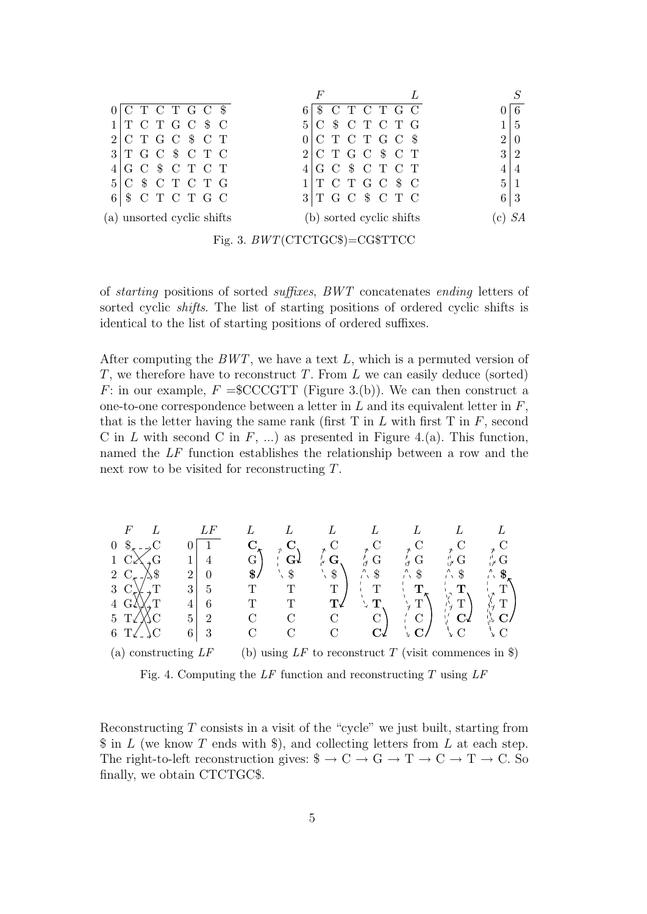| | | | | | | | |
|---|---|---|---|---|---|---|---|
| 0 | C | T | C | T | G | C | $ |
| 1 | T | C | T | G | C | $ | C |
| 2 | C | T | G | C | $ | C | T |
| 3 | T | G | C | $ | C | T | C |
| 4 | G | C | $ | C | T | C | T |
| 5 | C | $ | C | T | C | T | G |
| 6 | $ | C | T | C | T | G | C |

(a) unsorted cyclic shifts

| | F | | | | | | L |
|---|---|---|---|---|---|---|---|
| 6 | $ | C | T | C | T | G | C |
| 5 | C | $ | C | T | C | T | G |
| 0 | C | T | C | T | G | C | $ |
| 2 | C | T | G | C | $ | C | T |
| 4 | G | C | $ | C | T | C | T |
| 1 | T | C | T | G | C | $ | C |
| 3 | T | G | C | $ | C | T | C |

(b) sorted cyclic shifts

| | S |
|---|---|
| 0 | 6 |
| 1 | 5 |
| 2 | 0 |
| 3 | 2 |
| 4 | 4 |
| 5 | 1 |
| 6 | 3 |

(c) $SA$

Fig. 3. $BWT$(CTCTGC$)=CG$TTCC

of *starting* positions of sorted *suffixes*, $BWT$ concatenates *ending* letters of sorted cyclic *shifts*. The list of starting positions of ordered cyclic shifts is identical to the list of starting positions of ordered suffixes.

After computing the $BWT$, we have a text $L$, which is a permuted version of $T$, we therefore have to reconstruct $T$. From $L$ we can easily deduce (sorted) $F$: in our example, $F$ =$CCCGTT (Figure 3.(b)). We can then construct a one-to-one correspondence between a letter in $L$ and its equivalent letter in $F$, that is the letter having the same rank (first T in $L$ with first T in $F$, second C in $L$ with second C in $F$, ...) as presented in Figure 4.(a). This function, named the $LF$ function establishes the relationship between a row and the next row to be visited for reconstructing $T$.

| | F | L |
|---|---|---|
| 0 | $ | C |
| 1 | C | G |
| 2 | C | $ |
| 3 | C | T |
| 4 | G | T |
| 5 | T | C |
| 6 | T | C |

| | LF |
|---|---|
| 0 | 1 |
| 1 | 4 |
| 2 | 0 |
| 3 | 5 |
| 4 | 6 |
| 5 | 2 |
| 6 | 3 |

(a) constructing $LF$

| L | L | L | L | L | L | L |
|---|---|---|---|---|---|---|
| **C** | **C** | C | C | C | C | C |
| G | **G** | **G** | G | G | G | G |
| **$** | $ | $ | $ | $ | $ | **$** |
| T | T | T | T | **T** | **T** | T |
| T | T | **T** | **T** | T | T | T |
| C | C | C | C | C | **C** | **C** |
| C | C | C | **C** | **C** | C | C |

(b) using $LF$ to reconstruct $T$ (visit commences in $)

Fig. 4. Computing the $LF$ function and reconstructing $T$ using $LF$

Reconstructing $T$ consists in a visit of the "cycle" we just built, starting from $ in $L$ (we know $T$ ends with $), and collecting letters from $L$ at each step. The right-to-left reconstruction gives: $ → C → G → T → C → T → C. So finally, we obtain CTCTGC$.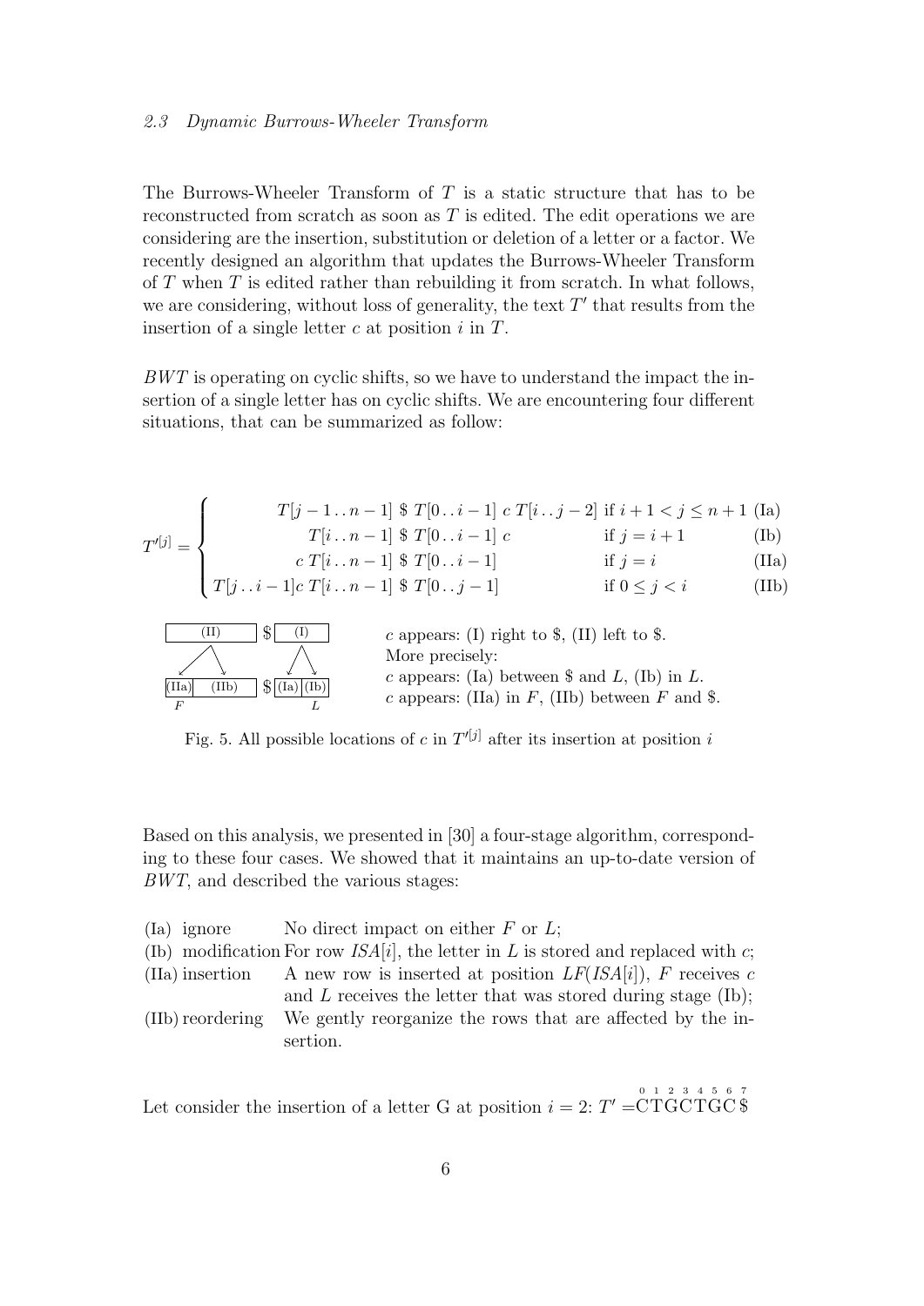### 2.3 Dynamic Burrows-Wheeler Transform

The Burrows-Wheeler Transform of $T$ is a static structure that has to be reconstructed from scratch as soon as $T$ is edited. The edit operations we are considering are the insertion, substitution or deletion of a letter or a factor. We recently designed an algorithm that updates the Burrows-Wheeler Transform of $T$ when $T$ is edited rather than rebuilding it from scratch. In what follows, we are considering, without loss of generality, the text $T'$ that results from the insertion of a single letter $c$ at position $i$ in $T$.

$BWT$ is operating on cyclic shifts, so we have to understand the impact the insertion of a single letter has on cyclic shifts. We are encountering four different situations, that can be summarized as follow:

$$T'^{[j]} = \begin{cases} T[j-1\,..\,n-1]\ \$\ T[0\,..\,i-1]\ c\ T[i\,..\,j-2] & \text{if } i+1 < j \leq n+1 \quad \text{(Ia)} \\ T[i\,..\,n-1]\ \$\ T[0\,..\,i-1]\ c & \text{if } j = i+1 \quad \text{(Ib)} \\ c\ T[i\,..\,n-1]\ \$\ T[0\,..\,i-1] & \text{if } j = i \quad \text{(IIa)} \\ T[j\,..\,i-1] c\ T[i\,..\,n-1]\ \$\ T[0\,..\,j-1] & \text{if } 0 \leq j < i \quad \text{(IIb)} \end{cases}$$

(II) $ (I)

(IIa) (IIb) $ (Ia) (Ib)

F L

$c$ appears: (I) right to \$, (II) left to \$.
More precisely:
$c$ appears: (Ia) between \$ and $L$, (Ib) in $L$.
$c$ appears: (IIa) in $F$, (IIb) between $F$ and \$.

Fig. 5. All possible locations of $c$ in $T'^{[j]}$ after its insertion at position $i$

Based on this analysis, we presented in [30] a four-stage algorithm, corresponding to these four cases. We showed that it maintains an up-to-date version of $BWT$, and described the various stages:

- (Ia) ignore — No direct impact on either $F$ or $L$;
- (Ib) modification — For row $ISA[i]$, the letter in $L$ is stored and replaced with $c$;
- (IIa) insertion — A new row is inserted at position $LF(ISA[i])$, $F$ receives $c$ and $L$ receives the letter that was stored during stage (Ib);
- (IIb) reordering — We gently reorganize the rows that are affected by the insertion.

Let consider the insertion of a letter G at position $i = 2$: $T' = \overset{0}{\text{C}}\overset{1}{\text{T}}\overset{2}{\text{G}}\overset{3}{\text{C}}\overset{4}{\text{T}}\overset{5}{\text{G}}\overset{6}{\text{C}}\overset{7}{\$}$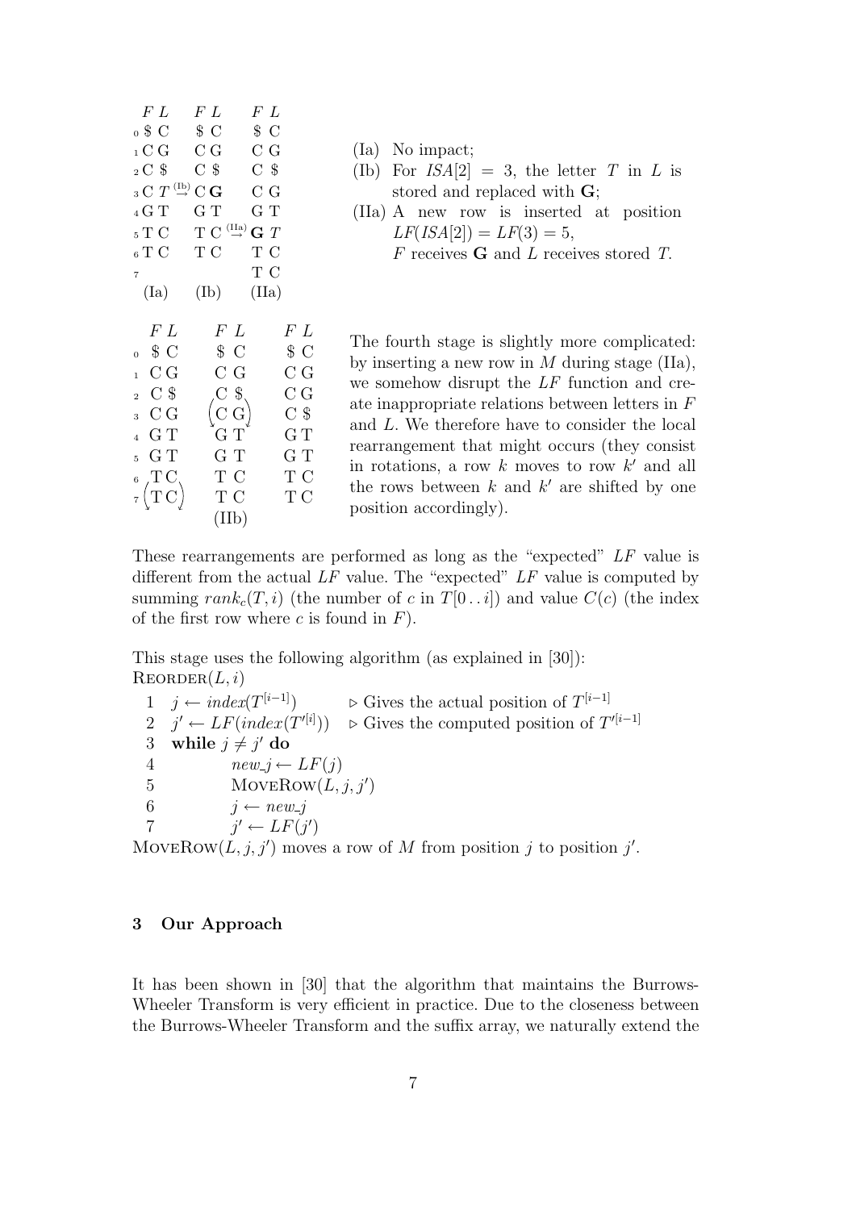|  | F L | F L | F L |
|---|---|---|---|
| 0 | \$ C | \$ C | \$ C |
| 1 | C G | C G | C G |
| 2 | C \$ | C \$ | C \$ |
| 3 | C $T \overset{(Ib)}{\to}$ | C **G** | C G |
| 4 | G T | G T | G T |
| 5 | T C | T C $\overset{(IIa)}{\to}$ | **G** $T$ |
| 6 | T C | T C | T C |
| 7 |  |  | T C |
|  | (Ia) | (Ib) | (IIa) |

(Ia) No impact;

(Ib) For $ISA[2] = 3$, the letter $T$ in $L$ is stored and replaced with **G**;

(IIa) A new row is inserted at position $LF(ISA[2]) = LF(3) = 5$, $F$ receives **G** and $L$ receives stored $T$.

|  | F L | F L | F L |
|---|---|---|---|
| 0 | \$ C | \$ C | \$ C |
| 1 | C G | C G | C G |
| 2 | C \$ | C \$ | C G |
| 3 | C G | (C G) | C \$ |
| 4 | G T | G T | G T |
| 5 | G T | G T | G T |
| 6 | T C | T C | T C |
| 7 | (T C) | T C | T C |
|  |  | (IIb) |  |

The fourth stage is slightly more complicated: by inserting a new row in $M$ during stage (IIa), we somehow disrupt the $LF$ function and create inappropriate relations between letters in $F$ and $L$. We therefore have to consider the local rearrangement that might occurs (they consist in rotations, a row $k$ moves to row $k'$ and all the rows between $k$ and $k'$ are shifted by one position accordingly).

These rearrangements are performed as long as the "expected" $LF$ value is different from the actual $LF$ value. The "expected" $LF$ value is computed by summing $rank_c(T, i)$ (the number of $c$ in $T[0\,..\,i]$) and value $C(c)$ (the index of the first row where $c$ is found in $F$).

This stage uses the following algorithm (as explained in [30]):

```
Reorder(L, i)
1  j ← index(T^[i−1])            ▷ Gives the actual position of T^[i−1]
2  j' ← LF(index(T'^[i]))         ▷ Gives the computed position of T'^[i−1]
3  while j ≠ j' do
4          new_j ← LF(j)
5          MoveRow(L, j, j')
6          j ← new_j
7          j' ← LF(j')
```

$\text{MoveRow}(L, j, j')$ moves a row of $M$ from position $j$ to position $j'$.

## 3 Our Approach

It has been shown in [30] that the algorithm that maintains the Burrows-Wheeler Transform is very efficient in practice. Due to the closeness between the Burrows-Wheeler Transform and the suffix array, we naturally extend the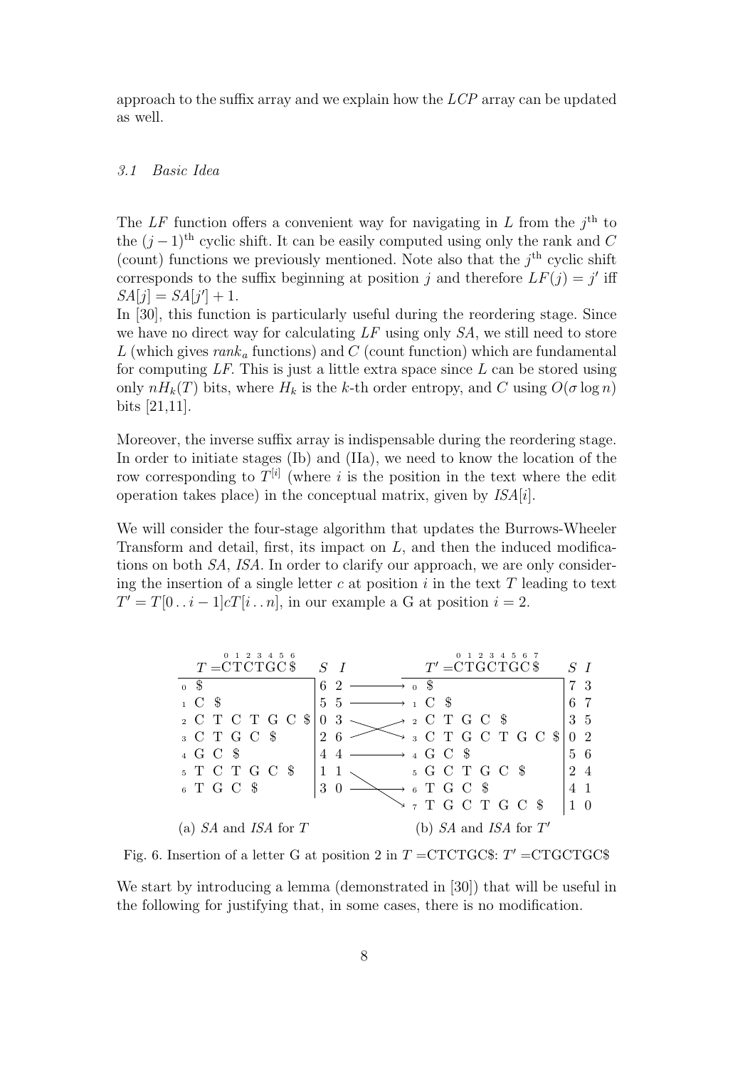approach to the suffix array and we explain how the *LCP* array can be updated as well.

### 3.1 Basic Idea

The *LF* function offers a convenient way for navigating in $L$ from the $j^{\text{th}}$ to the $(j-1)^{\text{th}}$ cyclic shift. It can be easily computed using only the rank and $C$ (count) functions we previously mentioned. Note also that the $j^{\text{th}}$ cyclic shift corresponds to the suffix beginning at position $j$ and therefore $LF(j) = j'$ iff $SA[j] = SA[j'] + 1$.
In [30], this function is particularly useful during the reordering stage. Since we have no direct way for calculating *LF* using only *SA*, we still need to store $L$ (which gives $rank_a$ functions) and $C$ (count function) which are fundamental for computing *LF*. This is just a little extra space since $L$ can be stored using only $nH_k(T)$ bits, where $H_k$ is the $k$-th order entropy, and $C$ using $O(\sigma \log n)$ bits [21,11].

Moreover, the inverse suffix array is indispensable during the reordering stage. In order to initiate stages (Ib) and (IIa), we need to know the location of the row corresponding to $T^{[i]}$ (where $i$ is the position in the text where the edit operation takes place) in the conceptual matrix, given by $ISA[i]$.

We will consider the four-stage algorithm that updates the Burrows-Wheeler Transform and detail, first, its impact on $L$, and then the induced modifications on both *SA*, *ISA*. In order to clarify our approach, we are only considering the insertion of a single letter $c$ at position $i$ in the text $T$ leading to text $T' = T[0\,..\,i-1]cT[i\,..\,n]$, in our example a G at position $i = 2$.

(a) *SA* and *ISA* for $T$ ($T$ = CTCTGC$, positions 0–6)

| | | S | I |
|---|---|---|---|
| 0 | $ | 6 | 2 |
| 1 | C $ | 5 | 5 |
| 2 | C T C T G C $ | 0 | 3 |
| 3 | C T G C $ | 2 | 6 |
| 4 | G C $ | 4 | 4 |
| 5 | T C T G C $ | 1 | 1 |
| 6 | T G C $ | 3 | 0 |

(b) *SA* and *ISA* for $T'$ ($T'$ = CTGCTGC$, positions 0–7)

| | | S | I |
|---|---|---|---|
| 0 | $ | 7 | 3 |
| 1 | C $ | 6 | 7 |
| 2 | C T G C $ | 3 | 5 |
| 3 | C T G C T G C $ | 0 | 2 |
| 4 | G C $ | 5 | 6 |
| 5 | G C T G C $ | 2 | 4 |
| 6 | T G C $ | 4 | 1 |
| 7 | T G C T G C $ | 1 | 0 |

Fig. 6. Insertion of a letter G at position 2 in $T$ =CTCTGC$: $T'$ =CTGCTGC$

We start by introducing a lemma (demonstrated in [30]) that will be useful in the following for justifying that, in some cases, there is no modification.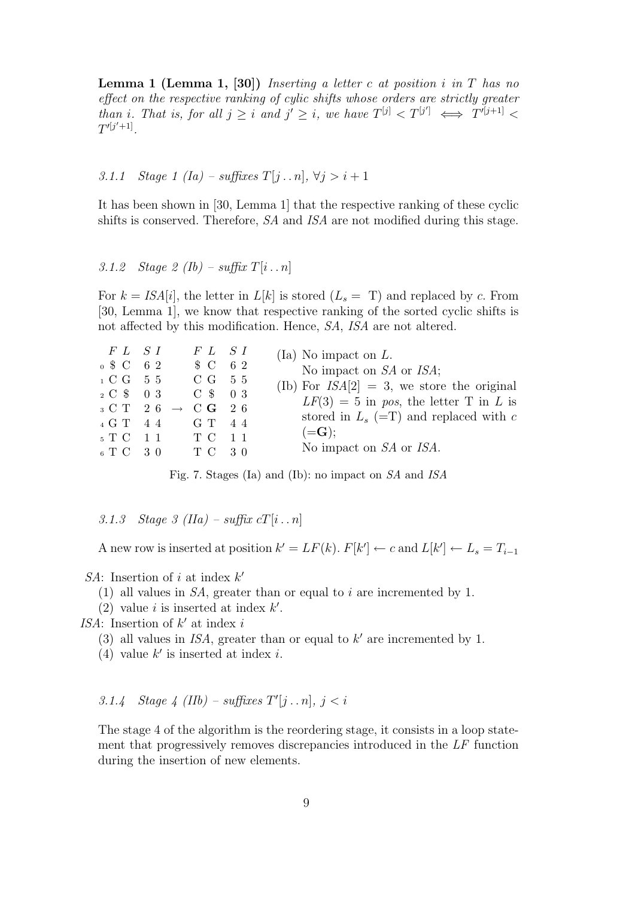**Lemma 1 (Lemma 1, [30])** *Inserting a letter $c$ at position $i$ in $T$ has no effect on the respective ranking of cylic shifts whose orders are strictly greater than $i$. That is, for all $j \geq i$ and $j' \geq i$, we have $T^{[j]} < T^{[j']} \iff T'^{[j+1]} < T'^{[j'+1]}$.*

#### 3.1.1 Stage 1 (Ia) – suffixes $T[j \,..\, n]$, $\forall j > i + 1$

It has been shown in [30, Lemma 1] that the respective ranking of these cyclic shifts is conserved. Therefore, *SA* and *ISA* are not modified during this stage.

#### 3.1.2 Stage 2 (Ib) – suffix $T[i \,..\, n]$

For $k = ISA[i]$, the letter in $L[k]$ is stored ($L_s =$ T) and replaced by $c$. From [30, Lemma 1], we know that respective ranking of the sorted cyclic shifts is not affected by this modification. Hence, *SA*, *ISA* are not altered.

| | F | L | S | I | | F | L | S | I |
|---|---|---|---|---|---|---|---|---|---|
| 0 | \$ | C | 6 | 2 | | \$ | C | 6 | 2 |
| 1 | C | G | 5 | 5 | | C | G | 5 | 5 |
| 2 | C | \$ | 0 | 3 | | C | \$ | 0 | 3 |
| 3 | C | T | 2 | 6 | → | C | **G** | 2 | 6 |
| 4 | G | T | 4 | 4 | | G | T | 4 | 4 |
| 5 | T | C | 1 | 1 | | T | C | 1 | 1 |
| 6 | T | C | 3 | 0 | | T | C | 3 | 0 |

(Ia) No impact on $L$.
No impact on *SA* or *ISA*;
(Ib) For $ISA[2] = 3$, we store the original $LF(3) = 5$ in *pos*, the letter T in $L$ is stored in $L_s$ (=T) and replaced with $c$ (=**G**);
No impact on *SA* or *ISA*.

Fig. 7. Stages (Ia) and (Ib): no impact on *SA* and *ISA*

#### 3.1.3 Stage 3 (IIa) – suffix $cT[i \,..\, n]$

A new row is inserted at position $k' = LF(k)$. $F[k'] \leftarrow c$ and $L[k'] \leftarrow L_s = T_{i-1}$

*SA*: Insertion of $i$ at index $k'$

(1) all values in *SA*, greater than or equal to $i$ are incremented by 1.
(2) value $i$ is inserted at index $k'$.

*ISA*: Insertion of $k'$ at index $i$

(3) all values in *ISA*, greater than or equal to $k'$ are incremented by 1.
(4) value $k'$ is inserted at index $i$.

#### 3.1.4 Stage 4 (IIb) – suffixes $T'[j \,..\, n]$, $j < i$

The stage 4 of the algorithm is the reordering stage, it consists in a loop statement that progressively removes discrepancies introduced in the $LF$ function during the insertion of new elements.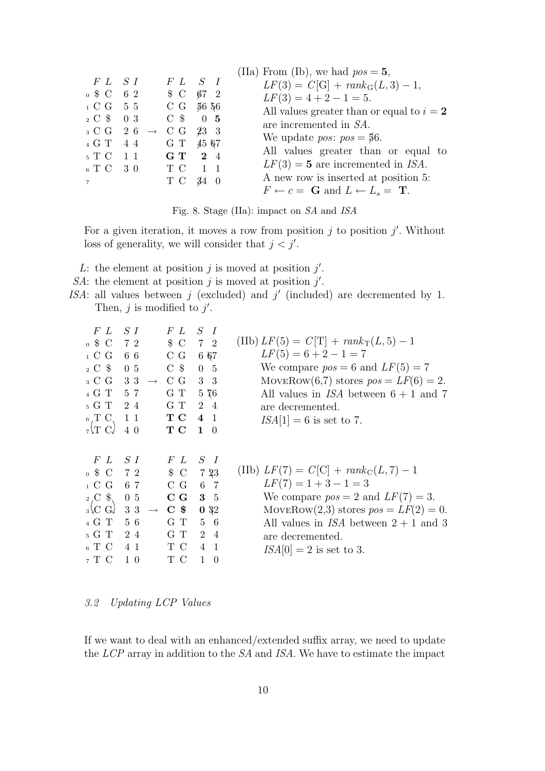| | F | L | S | I | | F | L | S | I |
|---|---|---|---|---|---|---|---|---|---|
| 0 | $ | C | 6 | 2 | | $ | C | ~~6~~7 | 2 |
| 1 | C | G | 5 | 5 | | C | G | ~~5~~6 | ~~5~~6 |
| 2 | C | $ | 0 | 3 | | C | $ | 0 | **5** |
| 3 | C | G | 2 | 6 | → | C | G | ~~2~~3 | 3 |
| 4 | G | T | 4 | 4 | | G | T | ~~4~~5 | ~~6~~7 |
| 5 | T | C | 1 | 1 | | **G** | **T** | **2** | 4 |
| 6 | T | C | 3 | 0 | | T | C | 1 | 1 |
| 7 | | | | | | T | C | ~~3~~4 | 0 |

(IIa) From (Ib), we had $pos = \mathbf{5}$,
$LF(3) = C[\mathrm{G}] + rank_{\mathrm{G}}(L, 3) - 1$,
$LF(3) = 4 + 2 - 1 = 5$.
All values greater than or equal to $i = \mathbf{2}$ are incremented in *SA*.
We update *pos*: $pos = \not{5}6$.
All values greater than or equal to $LF(3) = \mathbf{5}$ are incremented in *ISA*.
A new row is inserted at position 5: $F \leftarrow c = \mathbf{G}$ and $L \leftarrow L_s = \mathbf{T}$.

Fig. 8. Stage (IIa): impact on *SA* and *ISA*

For a given iteration, it moves a row from position $j$ to position $j'$. Without loss of generality, we will consider that $j < j'$.

*L*: the element at position $j$ is moved at position $j'$.
*SA*: the element at position $j$ is moved at position $j'$.
*ISA*: all values between $j$ (excluded) and $j'$ (included) are decremented by 1. Then, $j$ is modified to $j'$.

| | F | L | S | I | | F | L | S | I |
|---|---|---|---|---|---|---|---|---|---|
| 0 | $ | C | 7 | 2 | | $ | C | 7 | 2 |
| 1 | C | G | 6 | 6 | | C | G | 6 | ~~6~~7 |
| 2 | C | $ | 0 | 5 | | C | $ | 0 | 5 |
| 3 | C | G | 3 | 3 | → | C | G | 3 | 3 |
| 4 | G | T | 5 | 7 | | G | T | 5 | ~~7~~6 |
| 5 | G | T | 2 | 4 | | G | T | 2 | 4 |
| 6 | T | C | 1 | 1 | | **T** | **C** | **4** | 1 |
| 7 | T | C | 4 | 0 | | **T** | **C** | **1** | 0 |

(IIb) $LF(5) = C[\mathrm{T}] + rank_{\mathrm{T}}(L, 5) - 1$
$LF(5) = 6 + 2 - 1 = 7$
We compare $pos = 6$ and $LF(5) = 7$
MoveRow(6,7) stores $pos = LF(6) = 2$.
All values in *ISA* between $6 + 1$ and $7$ are decremented.
$ISA[1] = 6$ is set to 7.

| | F | L | S | I | | F | L | S | I |
|---|---|---|---|---|---|---|---|---|---|
| 0 | $ | C | 7 | 2 | | $ | C | 7 | ~~2~~3 |
| 1 | C | G | 6 | 7 | | C | G | 6 | 7 |
| 2 | C | $ | 0 | 5 | | **C** | **G** | **3** | 5 |
| 3 | C | G | 3 | 3 | → | **C** | **$** | **0** | ~~3~~2 |
| 4 | G | T | 5 | 6 | | G | T | 5 | 6 |
| 5 | G | T | 2 | 4 | | G | T | 2 | 4 |
| 6 | T | C | 4 | 1 | | T | C | 4 | 1 |
| 7 | T | C | 1 | 0 | | T | C | 1 | 0 |

(IIb) $LF(7) = C[\mathrm{C}] + rank_{\mathrm{C}}(L, 7) - 1$
$LF(7) = 1 + 3 - 1 = 3$
We compare $pos = 2$ and $LF(7) = 3$.
MoveRow(2,3) stores $pos = LF(2) = 0$.
All values in *ISA* between $2 + 1$ and $3$ are decremented.
$ISA[0] = 2$ is set to 3.

### 3.2 Updating LCP Values

If we want to deal with an enhanced/extended suffix array, we need to update the *LCP* array in addition to the *SA* and *ISA*. We have to estimate the impact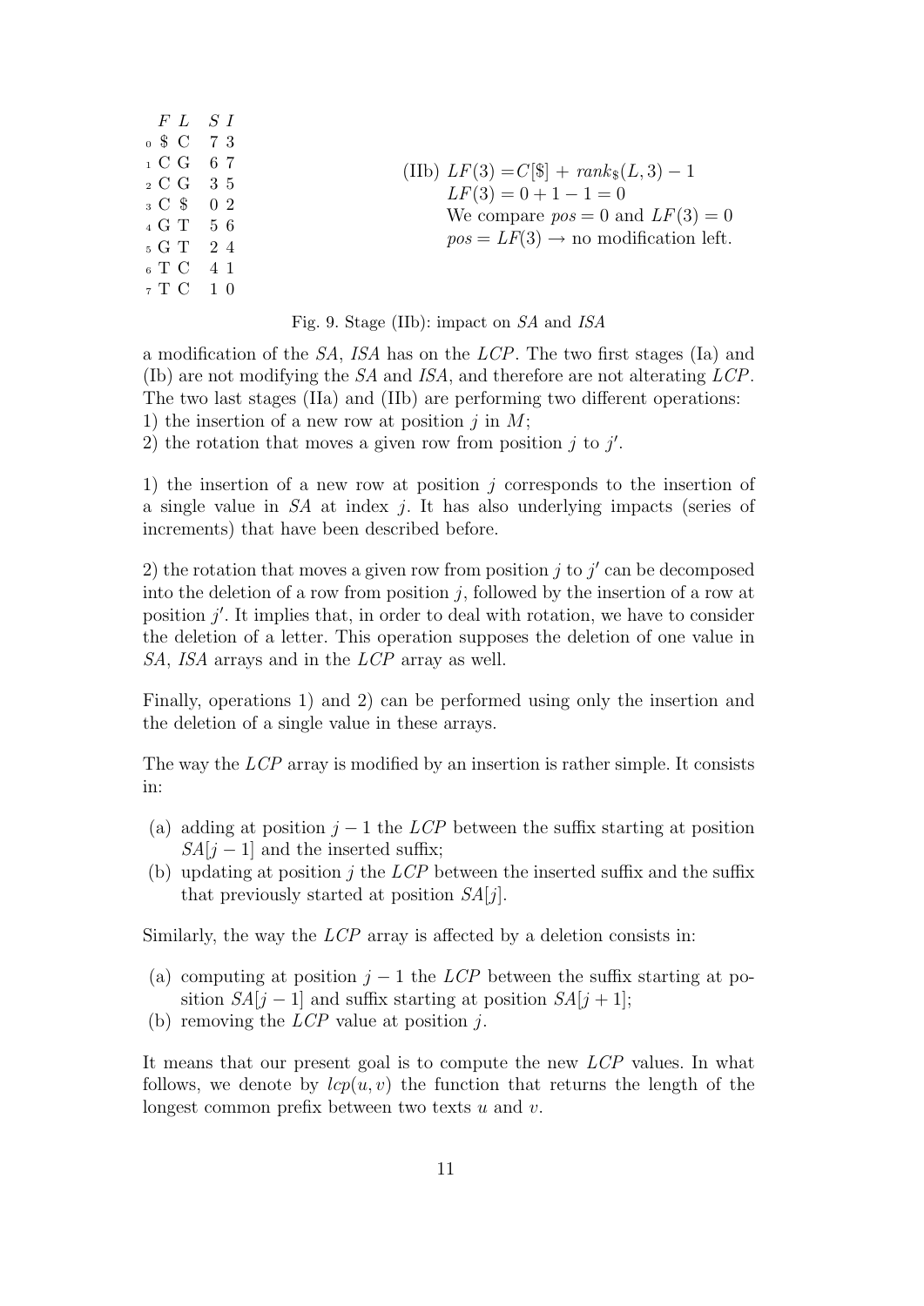|   | F | L | S | I |
|---|---|---|---|---|
| 0 | $ | C | 7 | 3 |
| 1 | C | G | 6 | 7 |
| 2 | C | G | 3 | 5 |
| 3 | C | $ | 0 | 2 |
| 4 | G | T | 5 | 6 |
| 5 | G | T | 2 | 4 |
| 6 | T | C | 4 | 1 |
| 7 | T | C | 1 | 0 |

(IIb) $LF(3) = C[\$] + rank_{\$}(L, 3) - 1$
$LF(3) = 0 + 1 - 1 = 0$
We compare $pos = 0$ and $LF(3) = 0$
$pos = LF(3) \rightarrow$ no modification left.

Fig. 9. Stage (IIb): impact on *SA* and *ISA*

a modification of the *SA*, *ISA* has on the *LCP*. The two first stages (Ia) and (Ib) are not modifying the *SA* and *ISA*, and therefore are not alterating *LCP*. The two last stages (IIa) and (IIb) are performing two different operations:
1) the insertion of a new row at position $j$ in $M$;
2) the rotation that moves a given row from position $j$ to $j'$.

1) the insertion of a new row at position $j$ corresponds to the insertion of a single value in *SA* at index $j$. It has also underlying impacts (series of increments) that have been described before.

2) the rotation that moves a given row from position $j$ to $j'$ can be decomposed into the deletion of a row from position $j$, followed by the insertion of a row at position $j'$. It implies that, in order to deal with rotation, we have to consider the deletion of a letter. This operation supposes the deletion of one value in *SA*, *ISA* arrays and in the *LCP* array as well.

Finally, operations 1) and 2) can be performed using only the insertion and the deletion of a single value in these arrays.

The way the *LCP* array is modified by an insertion is rather simple. It consists in:

(a) adding at position $j - 1$ the *LCP* between the suffix starting at position $SA[j - 1]$ and the inserted suffix;
(b) updating at position $j$ the *LCP* between the inserted suffix and the suffix that previously started at position $SA[j]$.

Similarly, the way the *LCP* array is affected by a deletion consists in:

(a) computing at position $j - 1$ the *LCP* between the suffix starting at position $SA[j - 1]$ and suffix starting at position $SA[j + 1]$;
(b) removing the *LCP* value at position $j$.

It means that our present goal is to compute the new *LCP* values. In what follows, we denote by $lcp(u, v)$ the function that returns the length of the longest common prefix between two texts $u$ and $v$.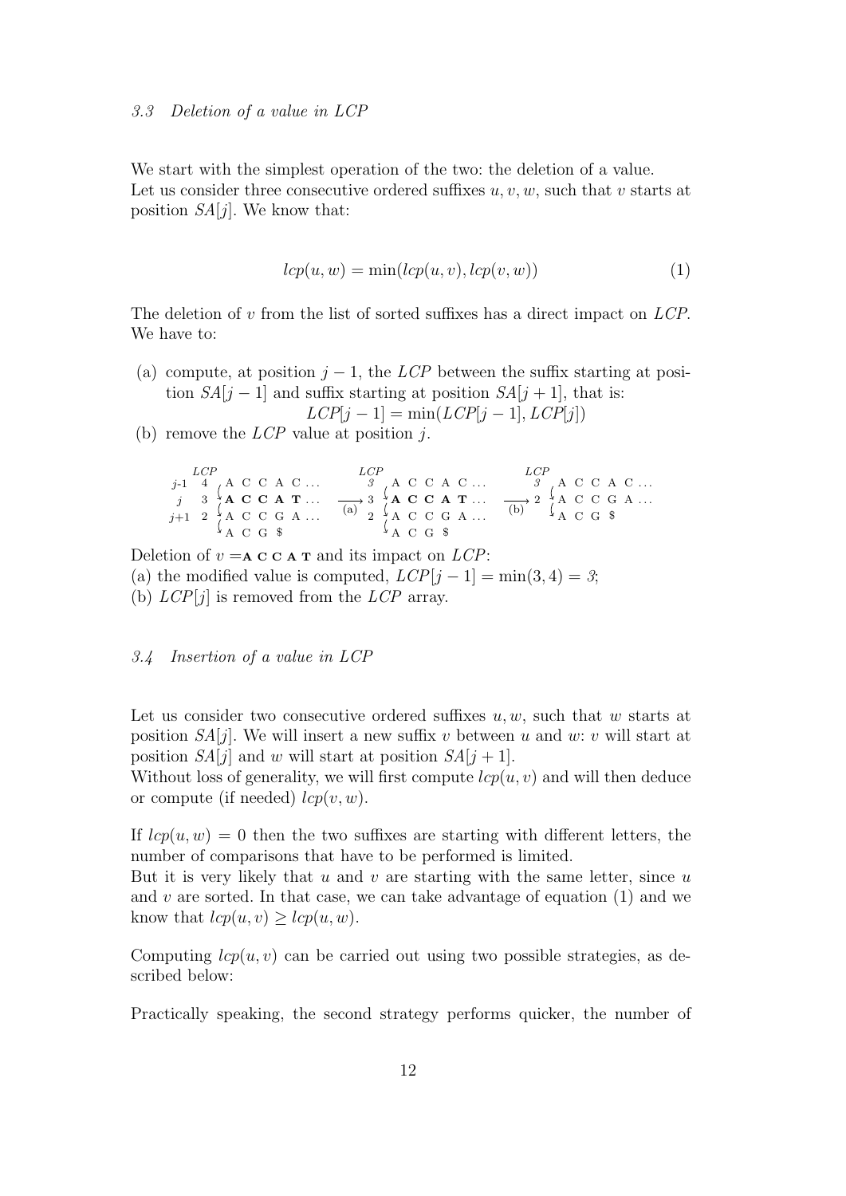### 3.3 Deletion of a value in LCP

We start with the simplest operation of the two: the deletion of a value. Let us consider three consecutive ordered suffixes $u, v, w$, such that $v$ starts at position $SA[j]$. We know that:

$$lcp(u, w) = \min(lcp(u, v), lcp(v, w)) \quad (1)$$

The deletion of $v$ from the list of sorted suffixes has a direct impact on $LCP$. We have to:

(a) compute, at position $j-1$, the $LCP$ between the suffix starting at position $SA[j-1]$ and suffix starting at position $SA[j+1]$, that is:
$LCP[j-1] = \min(LCP[j-1], LCP[j])$

(b) remove the $LCP$ value at position $j$.

```
      LCP                     LCP                        LCP
j-1    4  A C C A C ...        3  A C C A C ...           3  A C C A C ...
j      3  A C C A T ...  -(a)-> 3  A C C A T ...  -(b)->   2  A C C G A ...
j+1    2  A C C G A ...        2  A C C G A ...              A C G $
          A C G $                 A C G $
```

Deletion of $v =$ **A C C A T** and its impact on $LCP$:
(a) the modified value is computed, $LCP[j-1] = \min(3, 4) = 3$;
(b) $LCP[j]$ is removed from the $LCP$ array.

### 3.4 Insertion of a value in LCP

Let us consider two consecutive ordered suffixes $u, w$, such that $w$ starts at position $SA[j]$. We will insert a new suffix $v$ between $u$ and $w$: $v$ will start at position $SA[j]$ and $w$ will start at position $SA[j+1]$.
Without loss of generality, we will first compute $lcp(u, v)$ and will then deduce or compute (if needed) $lcp(v, w)$.

If $lcp(u, w) = 0$ then the two suffixes are starting with different letters, the number of comparisons that have to be performed is limited.
But it is very likely that $u$ and $v$ are starting with the same letter, since $u$ and $v$ are sorted. In that case, we can take advantage of equation (1) and we know that $lcp(u, v) \geq lcp(u, w)$.

Computing $lcp(u, v)$ can be carried out using two possible strategies, as described below:

Practically speaking, the second strategy performs quicker, the number of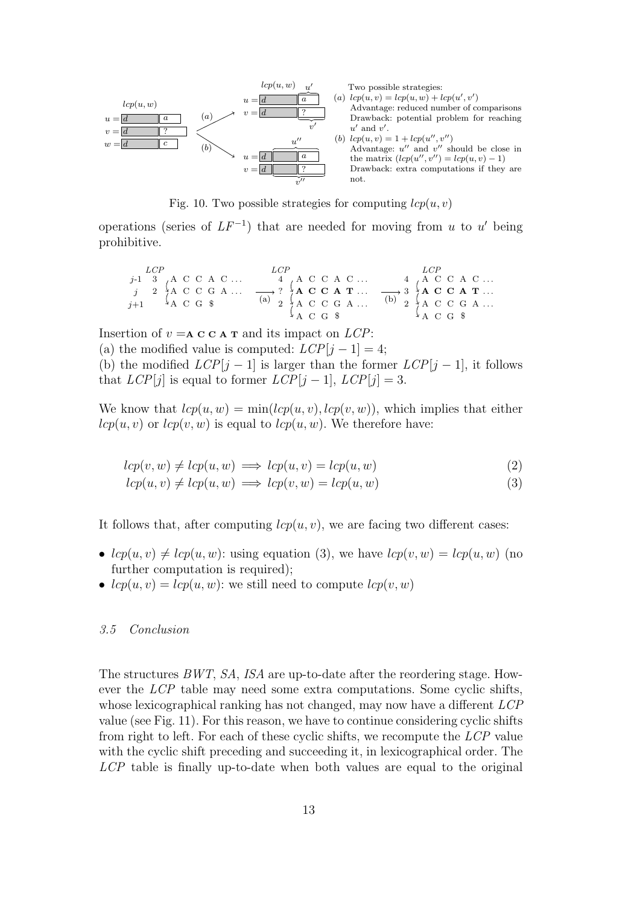lcp(u, w)

u = d a

v = d ?

w = d c

(a)

(b)

lcp(u, w) u′

u = d a

v = d ?

v′

u′′

u = d a

v = d ?

v′′

Two possible strategies:

(a) $lcp(u, v) = lcp(u, w) + lcp(u', v')$
Advantage: reduced number of comparisons
Drawback: potential problem for reaching $u'$ and $v'$.

(b) $lcp(u, v) = 1 + lcp(u'', v'')$
Advantage: $u''$ and $v''$ should be close in the matrix ($lcp(u'', v'') = lcp(u, v) - 1$)
Drawback: extra computations if they are not.

Fig. 10. Two possible strategies for computing $lcp(u, v)$

operations (series of $LF^{-1}$) that are needed for moving from $u$ to $u'$ being prohibitive.

```
     LCP                      LCP                          LCP
j-1   3  A C C A C ...         4  A C C A C ...             4  A C C A C ...
j     2  A C C G A ...  --->   ?  A C C A T ...   --->      3  A C C A T ...
j+1      A C G $        (a)    2  A C C G A ...   (b)       2  A C C G A ...
                                  A C G $                      A C G $
```

Insertion of $v$ = **A C C A T** and its impact on $LCP$:
(a) the modified value is computed: $LCP[j-1] = 4$;
(b) the modified $LCP[j-1]$ is larger than the former $LCP[j-1]$, it follows that $LCP[j]$ is equal to former $LCP[j-1]$, $LCP[j] = 3$.

We know that $lcp(u, w) = \min(lcp(u, v), lcp(v, w))$, which implies that either $lcp(u, v)$ or $lcp(v, w)$ is equal to $lcp(u, w)$. We therefore have:

$$lcp(v, w) \neq lcp(u, w) \implies lcp(u, v) = lcp(u, w) \tag{2}$$

$$lcp(u, v) \neq lcp(u, w) \implies lcp(v, w) = lcp(u, w) \tag{3}$$

It follows that, after computing $lcp(u, v)$, we are facing two different cases:

- $lcp(u, v) \neq lcp(u, w)$: using equation (3), we have $lcp(v, w) = lcp(u, w)$ (no further computation is required);
- $lcp(u, v) = lcp(u, w)$: we still need to compute $lcp(v, w)$

### 3.5 Conclusion

The structures $BWT$, $SA$, $ISA$ are up-to-date after the reordering stage. However the $LCP$ table may need some extra computations. Some cyclic shifts, whose lexicographical ranking has not changed, may now have a different $LCP$ value (see Fig. 11). For this reason, we have to continue considering cyclic shifts from right to left. For each of these cyclic shifts, we recompute the $LCP$ value with the cyclic shift preceding and succeeding it, in lexicographical order. The $LCP$ table is finally up-to-date when both values are equal to the original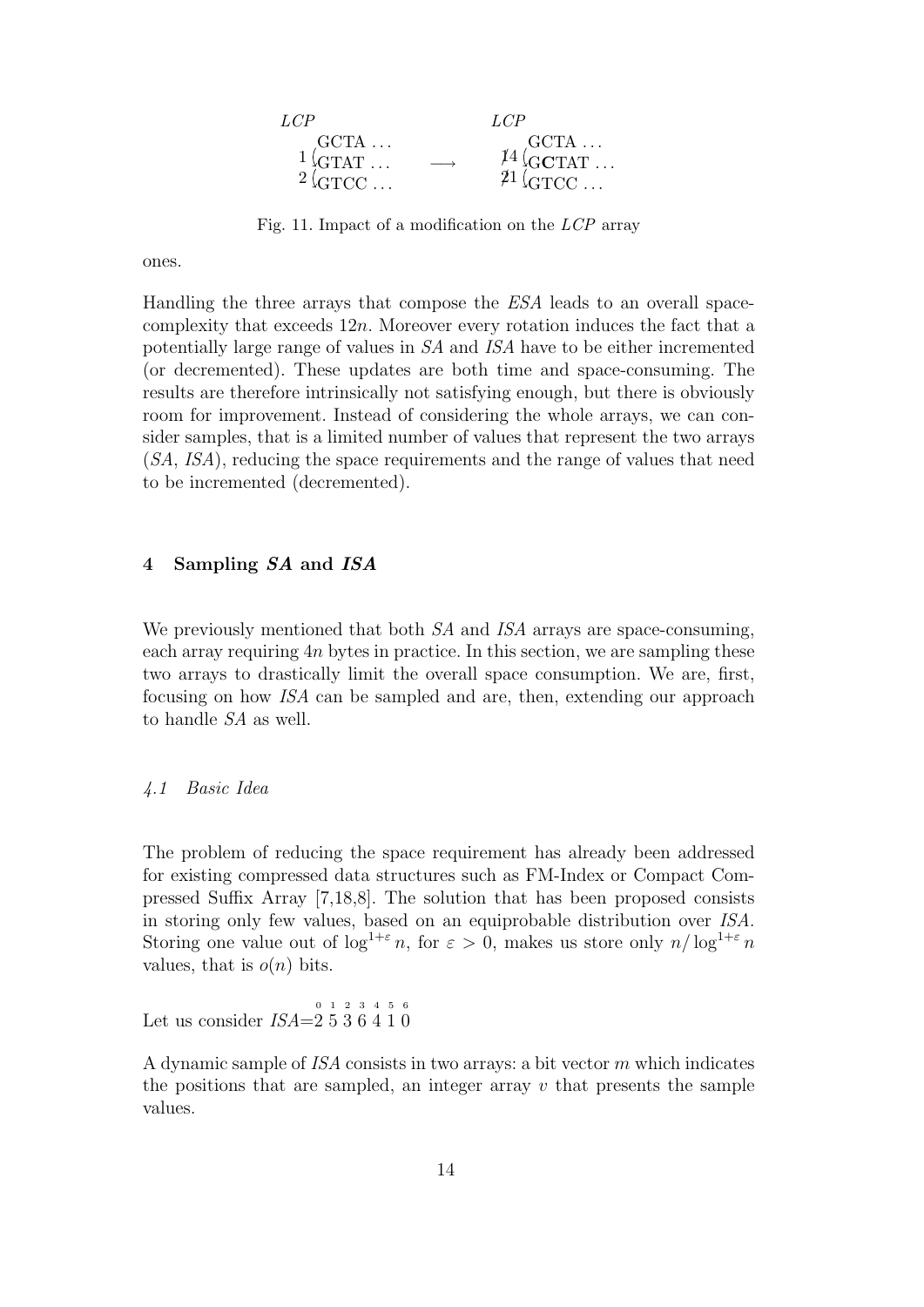LCP

1 GCTA …
GTAT …
2 GTCC …

⟶

LCP

~~1~~4 GCTA …
G**C**TAT …
~~2~~1 GTCC …

Fig. 11. Impact of a modification on the *LCP* array

ones.

Handling the three arrays that compose the *ESA* leads to an overall space-complexity that exceeds $12n$. Moreover every rotation induces the fact that a potentially large range of values in *SA* and *ISA* have to be either incremented (or decremented). These updates are both time and space-consuming. The results are therefore intrinsically not satisfying enough, but there is obviously room for improvement. Instead of considering the whole arrays, we can consider samples, that is a limited number of values that represent the two arrays (*SA*, *ISA*), reducing the space requirements and the range of values that need to be incremented (decremented).

## 4 Sampling *SA* and *ISA*

We previously mentioned that both *SA* and *ISA* arrays are space-consuming, each array requiring $4n$ bytes in practice. In this section, we are sampling these two arrays to drastically limit the overall space consumption. We are, first, focusing on how *ISA* can be sampled and are, then, extending our approach to handle *SA* as well.

### *4.1 Basic Idea*

The problem of reducing the space requirement has already been addressed for existing compressed data structures such as FM-Index or Compact Compressed Suffix Array [7,18,8]. The solution that has been proposed consists in storing only few values, based on an equiprobable distribution over *ISA*. Storing one value out of $\log^{1+\varepsilon} n$, for $\varepsilon > 0$, makes us store only $n/\log^{1+\varepsilon} n$ values, that is $o(n)$ bits.

Let us consider $ISA = \overset{0}{2}\,\overset{1}{5}\,\overset{2}{3}\,\overset{3}{6}\,\overset{4}{4}\,\overset{5}{1}\,\overset{6}{0}$

A dynamic sample of *ISA* consists in two arrays: a bit vector $m$ which indicates the positions that are sampled, an integer array $v$ that presents the sample values.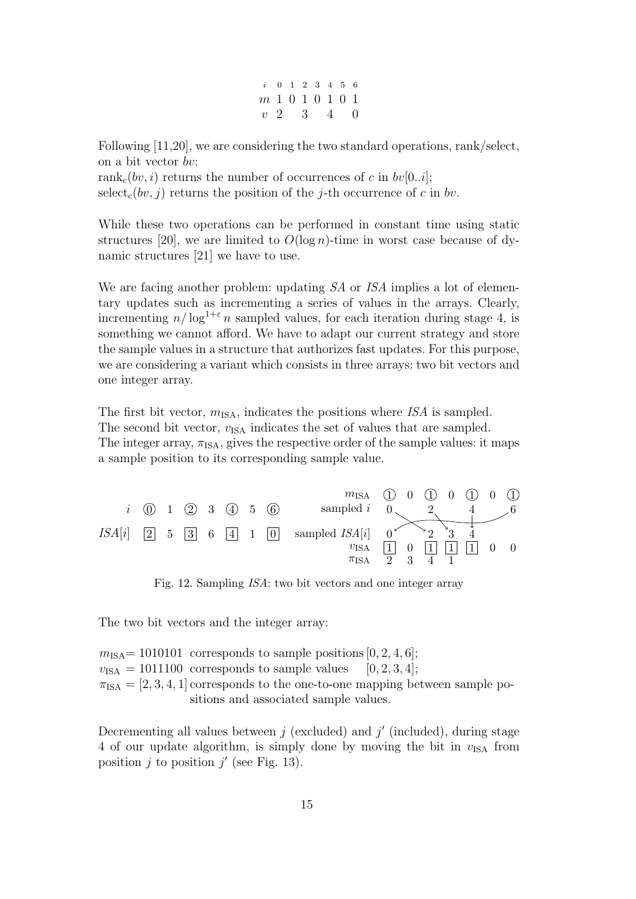| $i$ | 0 | 1 | 2 | 3 | 4 | 5 | 6 |
|---|---|---|---|---|---|---|---|
| $m$ | 1 | 0 | 1 | 0 | 1 | 0 | 1 |
| $v$ | 2 | | 3 | | 4 | | 0 |

Following [11,20], we are considering the two standard operations, rank/select, on a bit vector $bv$:
$\text{rank}_c(bv, i)$ returns the number of occurrences of $c$ in $bv[0..i]$;
$\text{select}_c(bv, j)$ returns the position of the $j$-th occurrence of $c$ in $bv$.

While these two operations can be performed in constant time using static structures [20], we are limited to $O(\log n)$-time in worst case because of dynamic structures [21] we have to use.

We are facing another problem: updating *SA* or *ISA* implies a lot of elementary updates such as incrementing a series of values in the arrays. Clearly, incrementing $n/\log^{1+\varepsilon} n$ sampled values, for each iteration during stage 4, is something we cannot afford. We have to adapt our current strategy and store the sample values in a structure that authorizes fast updates. For this purpose, we are considering a variant which consists in three arrays: two bit vectors and one integer array.

The first bit vector, $m_{\text{ISA}}$, indicates the positions where *ISA* is sampled.
The second bit vector, $v_{\text{ISA}}$ indicates the set of values that are sampled.
The integer array, $\pi_{\text{ISA}}$, gives the respective order of the sample values: it maps a sample position to its corresponding sample value.

| $i$ | ⓪ | 1 | ② | 3 | ④ | 5 | ⑥ |
|---|---|---|---|---|---|---|---|
| $ISA[i]$ | [2] | 5 | [3] | 6 | [4] | 1 | [0] |

| | | | | | | | |
|---|---|---|---|---|---|---|---|
| $m_{\text{ISA}}$ | ① | 0 | ① | 0 | ① | 0 | ① |
| sampled $i$ | 0 | | 2 | | 4 | | 6 |
| sampled $ISA[i]$ | 0 | | 2 | 3 | 4 | | |
| $v_{\text{ISA}}$ | [1] | 0 | [1] | [1] | [1] | 0 | 0 |
| $\pi_{\text{ISA}}$ | 2 | 3 | 4 | 1 | | | |

Fig. 12. Sampling *ISA*: two bit vectors and one integer array

The two bit vectors and the integer array:

$m_{\text{ISA}} = 1010101$ corresponds to sample positions $[0, 2, 4, 6]$;
$v_{\text{ISA}} = 1011100$ corresponds to sample values $[0, 2, 3, 4]$;
$\pi_{\text{ISA}} = [2, 3, 4, 1]$ corresponds to the one-to-one mapping between sample positions and associated sample values.

Decrementing all values between $j$ (excluded) and $j'$ (included), during stage 4 of our update algorithm, is simply done by moving the bit in $v_{\text{ISA}}$ from position $j$ to position $j'$ (see Fig. 13).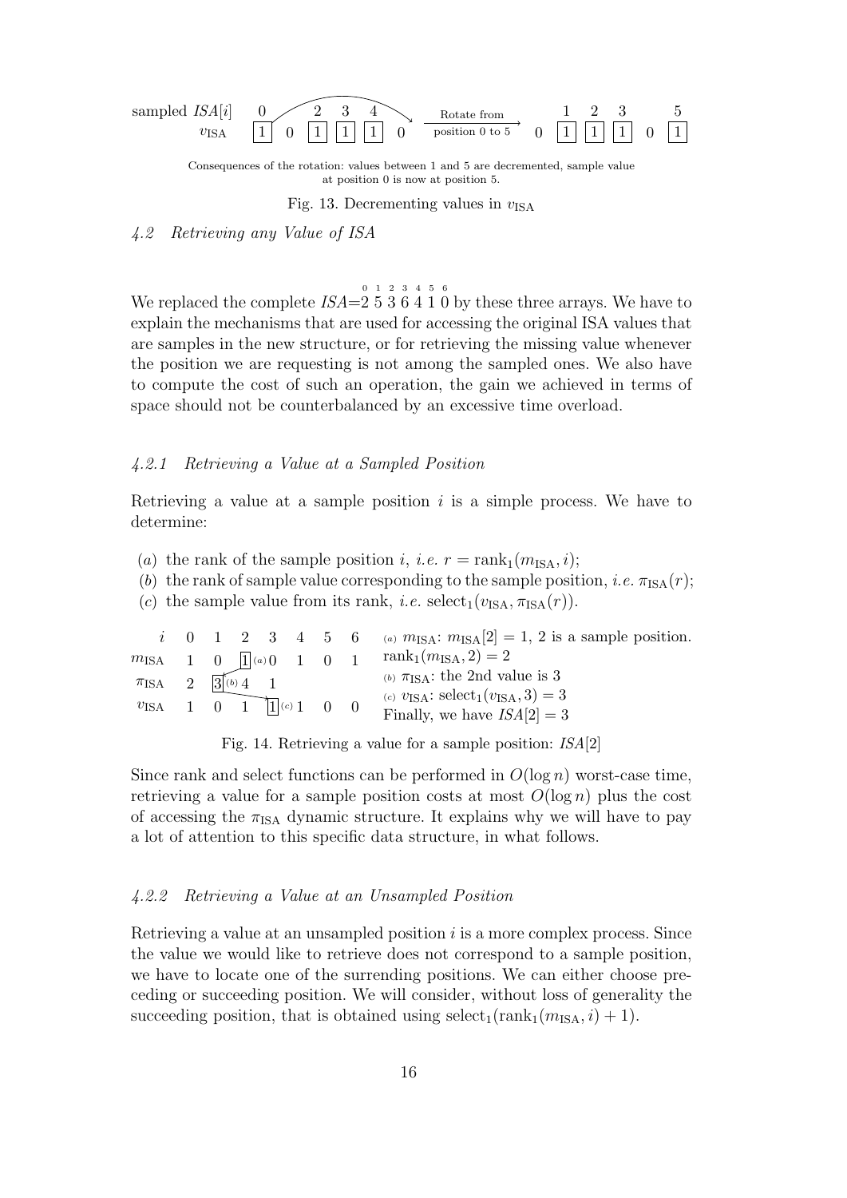sampled $ISA[i]$ 0 2 3 4 → Rotate from position 0 to 5 → 1 2 3 5

$v_{\text{ISA}}$ 1 0 1 1 1 0 → 0 1 1 1 0 1

Consequences of the rotation: values between 1 and 5 are decremented, sample value at position 0 is now at position 5.

Fig. 13. Decrementing values in $v_{\text{ISA}}$

### 4.2 Retrieving any Value of ISA

We replaced the complete $ISA = 2\ 5\ 3\ 6\ 4\ 1\ 0$ (positions 0 1 2 3 4 5 6) by these three arrays. We have to explain the mechanisms that are used for accessing the original ISA values that are samples in the new structure, or for retrieving the missing value whenever the position we are requesting is not among the sampled ones. We also have to compute the cost of such an operation, the gain we achieved in terms of space should not be counterbalanced by an excessive time overload.

#### 4.2.1 Retrieving a Value at a Sampled Position

Retrieving a value at a sample position $i$ is a simple process. We have to determine:

(*a*) the rank of the sample position $i$, *i.e.* $r = \text{rank}_1(m_{\text{ISA}}, i)$;
(*b*) the rank of sample value corresponding to the sample position, *i.e.* $\pi_{\text{ISA}}(r)$;
(*c*) the sample value from its rank, *i.e.* $\text{select}_1(v_{\text{ISA}}, \pi_{\text{ISA}}(r))$.

| $i$ | 0 | 1 | 2 | 3 | 4 | 5 | 6 |
|---|---|---|---|---|---|---|---|
| $m_{\text{ISA}}$ | 1 | 0 | 1 (a) | 0 | 1 | 0 | 1 |
| $\pi_{\text{ISA}}$ | 2 | 3 (b) | 4 | 1 | | | |
| $v_{\text{ISA}}$ | 1 | 0 | 1 | 1 (c) | 1 | 0 | 0 |

(*a*) $m_{\text{ISA}}$: $m_{\text{ISA}}[2] = 1$, 2 is a sample position. $\text{rank}_1(m_{\text{ISA}}, 2) = 2$
(*b*) $\pi_{\text{ISA}}$: the 2nd value is 3
(*c*) $v_{\text{ISA}}$: $\text{select}_1(v_{\text{ISA}}, 3) = 3$
Finally, we have $ISA[2] = 3$

Fig. 14. Retrieving a value for a sample position: $ISA[2]$

Since rank and select functions can be performed in $O(\log n)$ worst-case time, retrieving a value for a sample position costs at most $O(\log n)$ plus the cost of accessing the $\pi_{\text{ISA}}$ dynamic structure. It explains why we will have to pay a lot of attention to this specific data structure, in what follows.

#### 4.2.2 Retrieving a Value at an Unsampled Position

Retrieving a value at an unsampled position $i$ is a more complex process. Since the value we would like to retrieve does not correspond to a sample position, we have to locate one of the surrending positions. We can either choose preceding or succeeding position. We will consider, without loss of generality the succeeding position, that is obtained using $\text{select}_1(\text{rank}_1(m_{\text{ISA}}, i) + 1)$.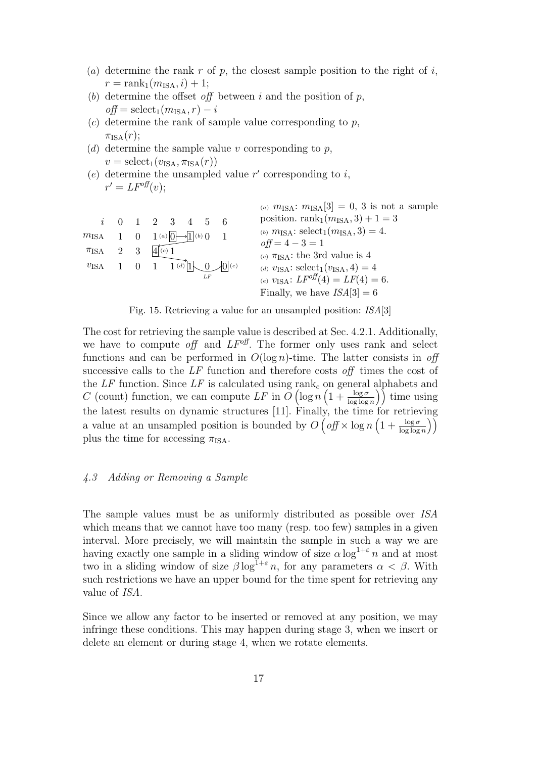(*a*) determine the rank $r$ of $p$, the closest sample position to the right of $i$, $r = \text{rank}_1(m_{\text{ISA}}, i) + 1$;
(*b*) determine the offset *off* between $i$ and the position of $p$, $\mathit{off} = \text{select}_1(m_{\text{ISA}}, r) - i$
(*c*) determine the rank of sample value corresponding to $p$, $\pi_{\text{ISA}}(r)$;
(*d*) determine the sample value $v$ corresponding to $p$, $v = \text{select}_1(v_{\text{ISA}}, \pi_{\text{ISA}}(r))$
(*e*) determine the unsampled value $r'$ corresponding to $i$, $r' = LF^{\mathit{off}}(v)$;

| $i$ | 0 | 1 | 2 | 3 | 4 | 5 | 6 |
|---|---|---|---|---|---|---|---|
| $m_{\text{ISA}}$ | 1 | 0 | 1 | (a) 0 | 1 (b) | 0 | 1 |
| $\pi_{\text{ISA}}$ | 2 | 3 | 4 (c) | 1 | | | |
| $v_{\text{ISA}}$ | 1 | 0 | 1 | 1 (d) | 1 | 0 | 0 (e) |

LF

(a) $m_{\text{ISA}}$: $m_{\text{ISA}}[3] = 0$, 3 is not a sample position. $\text{rank}_1(m_{\text{ISA}}, 3) + 1 = 3$
(b) $m_{\text{ISA}}$: $\text{select}_1(m_{\text{ISA}}, 3) = 4$. $\mathit{off} = 4 - 3 = 1$
(c) $\pi_{\text{ISA}}$: the 3rd value is 4
(d) $v_{\text{ISA}}$: $\text{select}_1(v_{\text{ISA}}, 4) = 4$
(e) $v_{\text{ISA}}$: $LF^{\mathit{off}}(4) = LF(4) = 6$.
Finally, we have $ISA[3] = 6$

Fig. 15. Retrieving a value for an unsampled position: *ISA*[3]

The cost for retrieving the sample value is described at Sec. 4.2.1. Additionally, we have to compute *off* and $LF^{\mathit{off}}$. The former only uses rank and select functions and can be performed in $O(\log n)$-time. The latter consists in *off* successive calls to the $LF$ function and therefore costs *off* times the cost of the $LF$ function. Since $LF$ is calculated using $\text{rank}_c$ on general alphabets and $C$ (count) function, we can compute $LF$ in $O\left(\log n\left(1 + \frac{\log \sigma}{\log \log n}\right)\right)$ time using the latest results on dynamic structures [11]. Finally, the time for retrieving a value at an unsampled position is bounded by $O\left(\mathit{off} \times \log n\left(1 + \frac{\log \sigma}{\log \log n}\right)\right)$ plus the time for accessing $\pi_{\text{ISA}}$.

### 4.3 Adding or Removing a Sample

The sample values must be as uniformly distributed as possible over *ISA* which means that we cannot have too many (resp. too few) samples in a given interval. More precisely, we will maintain the sample in such a way we are having exactly one sample in a sliding window of size $\alpha \log^{1+\varepsilon} n$ and at most two in a sliding window of size $\beta \log^{1+\varepsilon} n$, for any parameters $\alpha < \beta$. With such restrictions we have an upper bound for the time spent for retrieving any value of *ISA*.

Since we allow any factor to be inserted or removed at any position, we may infringe these conditions. This may happen during stage 3, when we insert or delete an element or during stage 4, when we rotate elements.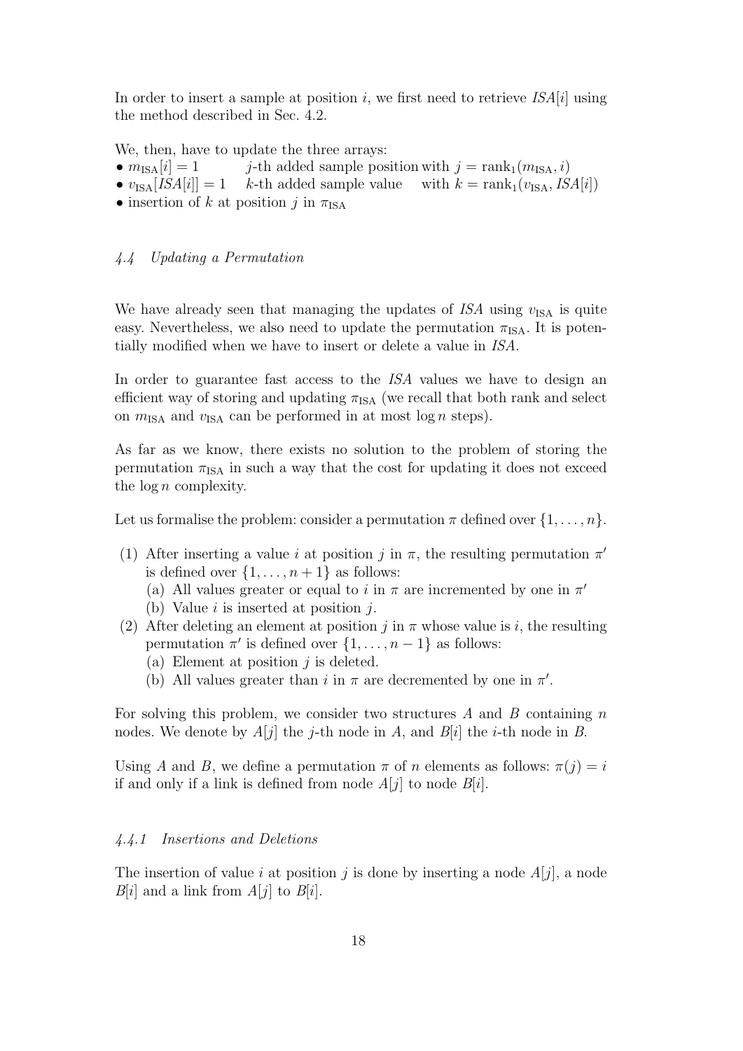In order to insert a sample at position $i$, we first need to retrieve $ISA[i]$ using the method described in Sec. 4.2.

We, then, have to update the three arrays:

- $m_{\text{ISA}}[i] = 1$ $j$-th added sample position with $j = \text{rank}_1(m_{\text{ISA}}, i)$
- $v_{\text{ISA}}[ISA[i]] = 1$ $k$-th added sample value with $k = \text{rank}_1(v_{\text{ISA}}, ISA[i])$
- insertion of $k$ at position $j$ in $\pi_{\text{ISA}}$

### *4.4 Updating a Permutation*

We have already seen that managing the updates of *ISA* using $v_{\text{ISA}}$ is quite easy. Nevertheless, we also need to update the permutation $\pi_{\text{ISA}}$. It is potentially modified when we have to insert or delete a value in *ISA*.

In order to guarantee fast access to the *ISA* values we have to design an efficient way of storing and updating $\pi_{\text{ISA}}$ (we recall that both rank and select on $m_{\text{ISA}}$ and $v_{\text{ISA}}$ can be performed in at most $\log n$ steps).

As far as we know, there exists no solution to the problem of storing the permutation $\pi_{\text{ISA}}$ in such a way that the cost for updating it does not exceed the $\log n$ complexity.

Let us formalise the problem: consider a permutation $\pi$ defined over $\{1, \ldots, n\}$.

1. After inserting a value $i$ at position $j$ in $\pi$, the resulting permutation $\pi'$ is defined over $\{1, \ldots, n+1\}$ as follows:
   (a) All values greater or equal to $i$ in $\pi$ are incremented by one in $\pi'$
   (b) Value $i$ is inserted at position $j$.
2. After deleting an element at position $j$ in $\pi$ whose value is $i$, the resulting permutation $\pi'$ is defined over $\{1, \ldots, n-1\}$ as follows:
   (a) Element at position $j$ is deleted.
   (b) All values greater than $i$ in $\pi$ are decremented by one in $\pi'$.

For solving this problem, we consider two structures $A$ and $B$ containing $n$ nodes. We denote by $A[j]$ the $j$-th node in $A$, and $B[i]$ the $i$-th node in $B$.

Using $A$ and $B$, we define a permutation $\pi$ of $n$ elements as follows: $\pi(j) = i$ if and only if a link is defined from node $A[j]$ to node $B[i]$.

#### *4.4.1 Insertions and Deletions*

The insertion of value $i$ at position $j$ is done by inserting a node $A[j]$, a node $B[i]$ and a link from $A[j]$ to $B[i]$.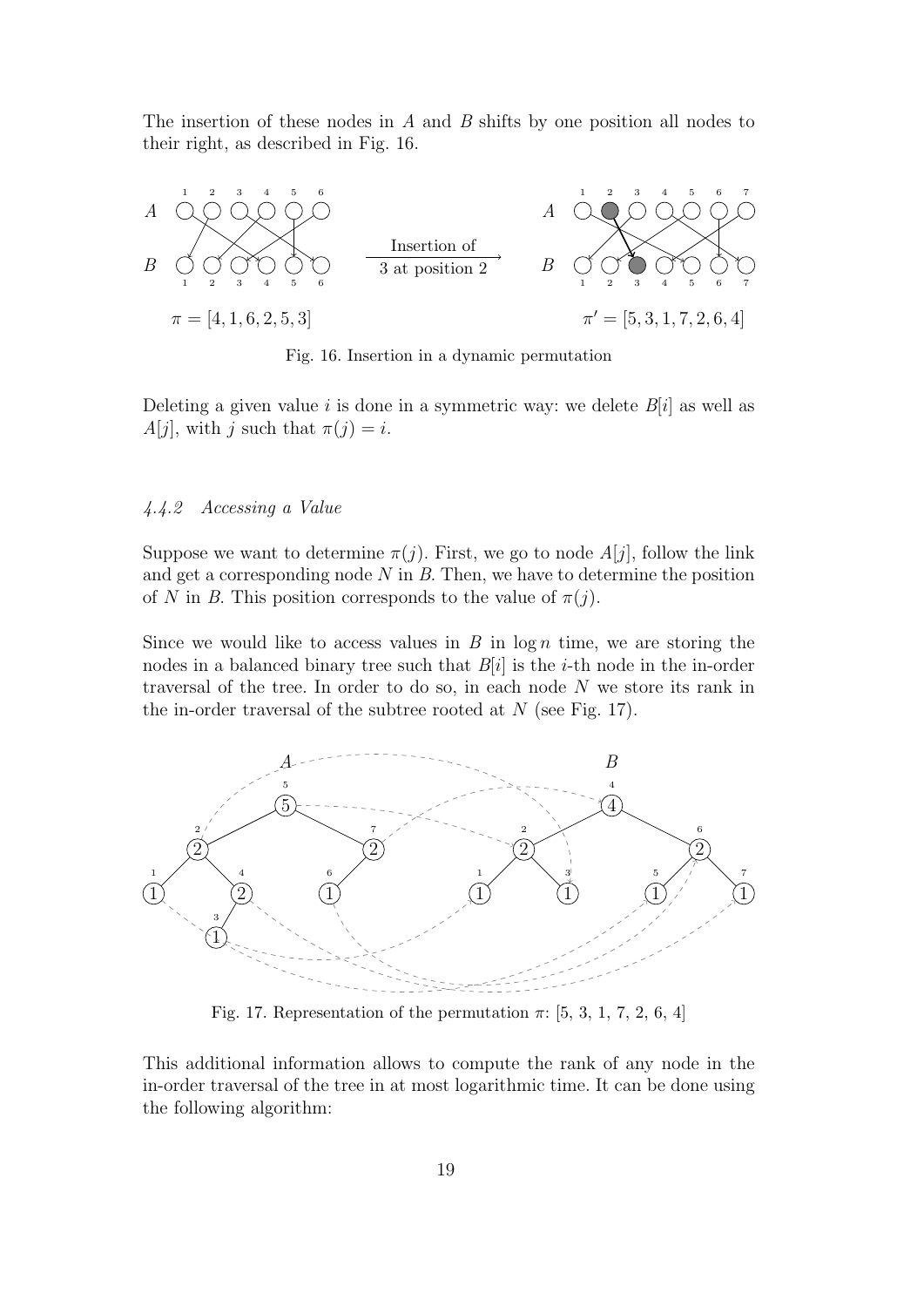The insertion of these nodes in $A$ and $B$ shifts by one position all nodes to their right, as described in Fig. 16.

A
B
1 2 3 4 5 6
1 2 3 4 5 6
$\pi = [4, 1, 6, 2, 5, 3]$
Insertion of
3 at position 2
A
B
1 2 3 4 5 6 7
1 2 3 4 5 6 7
$\pi' = [5, 3, 1, 7, 2, 6, 4]$

Fig. 16. Insertion in a dynamic permutation

Deleting a given value $i$ is done in a symmetric way: we delete $B[i]$ as well as $A[j]$, with $j$ such that $\pi(j) = i$.

#### *4.4.2 Accessing a Value*

Suppose we want to determine $\pi(j)$. First, we go to node $A[j]$, follow the link and get a corresponding node $N$ in $B$. Then, we have to determine the position of $N$ in $B$. This position corresponds to the value of $\pi(j)$.

Since we would like to access values in $B$ in $\log n$ time, we are storing the nodes in a balanced binary tree such that $B[i]$ is the $i$-th node in the in-order traversal of the tree. In order to do so, in each node $N$ we store its rank in the in-order traversal of the subtree rooted at $N$ (see Fig. 17).

A
B

Fig. 17. Representation of the permutation $\pi$: [5, 3, 1, 7, 2, 6, 4]

This additional information allows to compute the rank of any node in the in-order traversal of the tree in at most logarithmic time. It can be done using the following algorithm: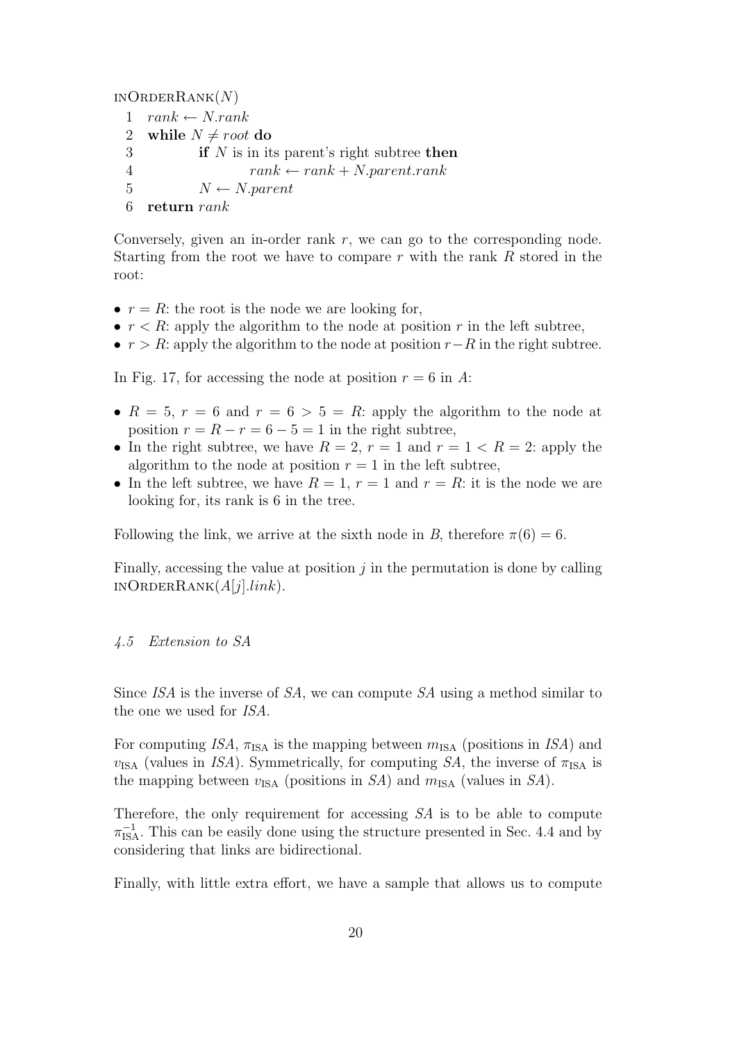inOrderRank($N$)

```
1  rank ← N.rank
2  while N ≠ root do
3      if N is in its parent's right subtree then
4          rank ← rank + N.parent.rank
5      N ← N.parent
6  return rank
```

Conversely, given an in-order rank $r$, we can go to the corresponding node. Starting from the root we have to compare $r$ with the rank $R$ stored in the root:

- $r = R$: the root is the node we are looking for,
- $r < R$: apply the algorithm to the node at position $r$ in the left subtree,
- $r > R$: apply the algorithm to the node at position $r - R$ in the right subtree.

In Fig. 17, for accessing the node at position $r = 6$ in $A$:

- $R = 5$, $r = 6$ and $r = 6 > 5 = R$: apply the algorithm to the node at position $r = R - r = 6 - 5 = 1$ in the right subtree,
- In the right subtree, we have $R = 2$, $r = 1$ and $r = 1 < R = 2$: apply the algorithm to the node at position $r = 1$ in the left subtree,
- In the left subtree, we have $R = 1$, $r = 1$ and $r = R$: it is the node we are looking for, its rank is 6 in the tree.

Following the link, we arrive at the sixth node in $B$, therefore $\pi(6) = 6$.

Finally, accessing the value at position $j$ in the permutation is done by calling inOrderRank($A[j].link$).

### 4.5 Extension to SA

Since *ISA* is the inverse of *SA*, we can compute *SA* using a method similar to the one we used for *ISA*.

For computing *ISA*, $\pi_{\mathrm{ISA}}$ is the mapping between $m_{\mathrm{ISA}}$ (positions in *ISA*) and $v_{\mathrm{ISA}}$ (values in *ISA*). Symmetrically, for computing *SA*, the inverse of $\pi_{\mathrm{ISA}}$ is the mapping between $v_{\mathrm{ISA}}$ (positions in *SA*) and $m_{\mathrm{ISA}}$ (values in *SA*).

Therefore, the only requirement for accessing *SA* is to be able to compute $\pi_{\mathrm{ISA}}^{-1}$. This can be easily done using the structure presented in Sec. 4.4 and by considering that links are bidirectional.

Finally, with little extra effort, we have a sample that allows us to compute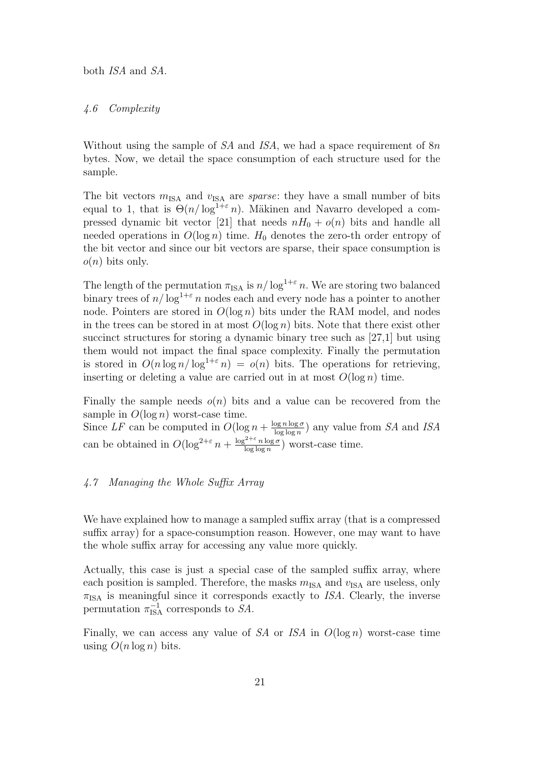both *ISA* and *SA*.

### 4.6 Complexity

Without using the sample of *SA* and *ISA*, we had a space requirement of $8n$ bytes. Now, we detail the space consumption of each structure used for the sample.

The bit vectors $m_{\text{ISA}}$ and $v_{\text{ISA}}$ are *sparse*: they have a small number of bits equal to 1, that is $\Theta(n/\log^{1+\varepsilon} n)$. Mäkinen and Navarro developed a compressed dynamic bit vector [21] that needs $nH_0 + o(n)$ bits and handle all needed operations in $O(\log n)$ time. $H_0$ denotes the zero-th order entropy of the bit vector and since our bit vectors are sparse, their space consumption is $o(n)$ bits only.

The length of the permutation $\pi_{\text{ISA}}$ is $n/\log^{1+\varepsilon} n$. We are storing two balanced binary trees of $n/\log^{1+\varepsilon} n$ nodes each and every node has a pointer to another node. Pointers are stored in $O(\log n)$ bits under the RAM model, and nodes in the trees can be stored in at most $O(\log n)$ bits. Note that there exist other succinct structures for storing a dynamic binary tree such as [27,1] but using them would not impact the final space complexity. Finally the permutation is stored in $O(n \log n/\log^{1+\varepsilon} n) = o(n)$ bits. The operations for retrieving, inserting or deleting a value are carried out in at most $O(\log n)$ time.

Finally the sample needs $o(n)$ bits and a value can be recovered from the sample in $O(\log n)$ worst-case time.
Since *LF* can be computed in $O(\log n + \frac{\log n \log \sigma}{\log \log n})$ any value from *SA* and *ISA* can be obtained in $O(\log^{2+\varepsilon} n + \frac{\log^{2+\varepsilon} n \log \sigma}{\log \log n})$ worst-case time.

### 4.7 Managing the Whole Suffix Array

We have explained how to manage a sampled suffix array (that is a compressed suffix array) for a space-consumption reason. However, one may want to have the whole suffix array for accessing any value more quickly.

Actually, this case is just a special case of the sampled suffix array, where each position is sampled. Therefore, the masks $m_{\text{ISA}}$ and $v_{\text{ISA}}$ are useless, only $\pi_{\text{ISA}}$ is meaningful since it corresponds exactly to *ISA*. Clearly, the inverse permutation $\pi_{\text{ISA}}^{-1}$ corresponds to *SA*.

Finally, we can access any value of *SA* or *ISA* in $O(\log n)$ worst-case time using $O(n \log n)$ bits.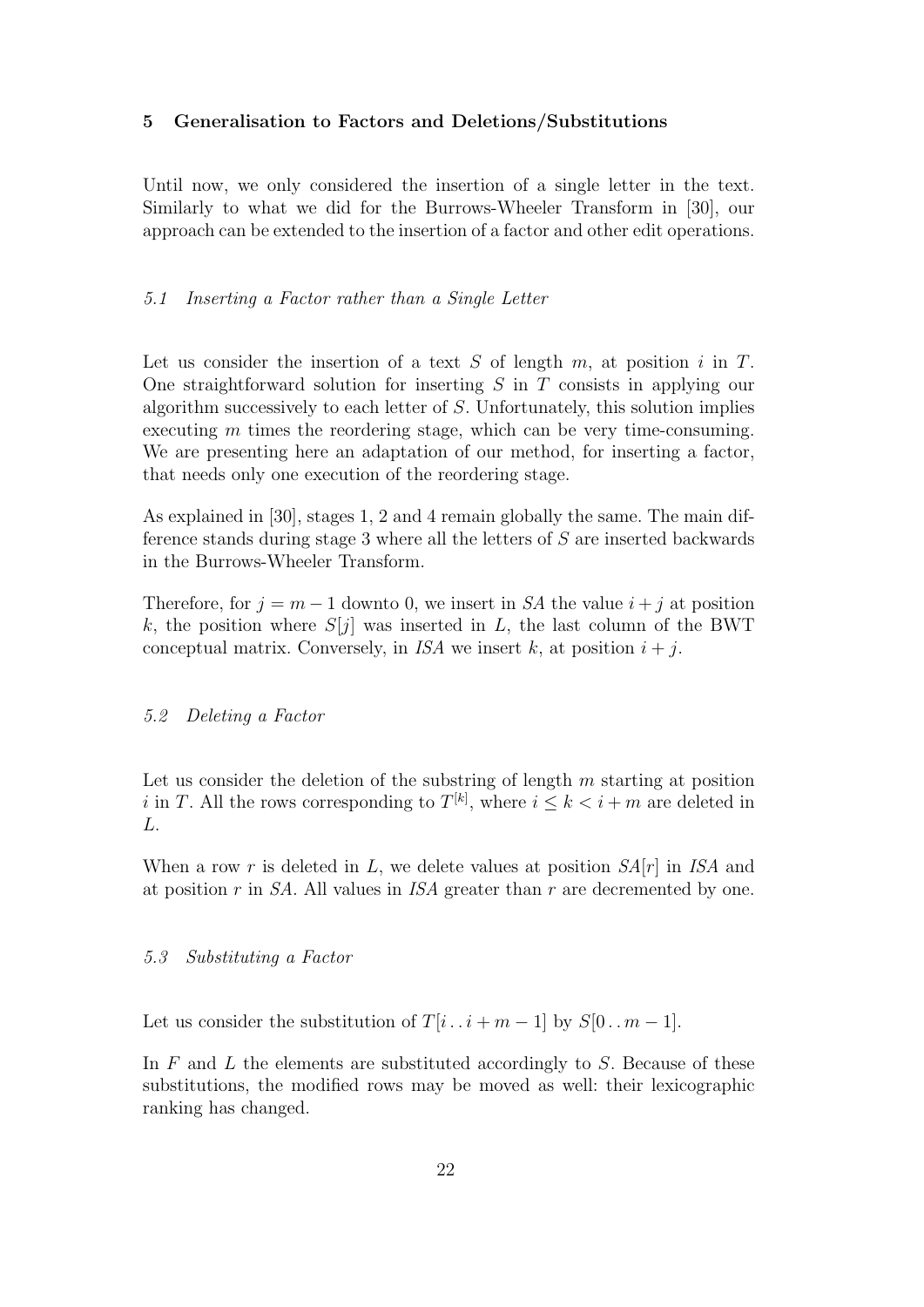## 5 Generalisation to Factors and Deletions/Substitutions

Until now, we only considered the insertion of a single letter in the text. Similarly to what we did for the Burrows-Wheeler Transform in [30], our approach can be extended to the insertion of a factor and other edit operations.

### *5.1 Inserting a Factor rather than a Single Letter*

Let us consider the insertion of a text $S$ of length $m$, at position $i$ in $T$. One straightforward solution for inserting $S$ in $T$ consists in applying our algorithm successively to each letter of $S$. Unfortunately, this solution implies executing $m$ times the reordering stage, which can be very time-consuming. We are presenting here an adaptation of our method, for inserting a factor, that needs only one execution of the reordering stage.

As explained in [30], stages 1, 2 and 4 remain globally the same. The main difference stands during stage 3 where all the letters of $S$ are inserted backwards in the Burrows-Wheeler Transform.

Therefore, for $j = m - 1$ downto 0, we insert in *SA* the value $i + j$ at position $k$, the position where $S[j]$ was inserted in $L$, the last column of the BWT conceptual matrix. Conversely, in *ISA* we insert $k$, at position $i + j$.

### *5.2 Deleting a Factor*

Let us consider the deletion of the substring of length $m$ starting at position $i$ in $T$. All the rows corresponding to $T^{[k]}$, where $i \leq k < i + m$ are deleted in $L$.

When a row $r$ is deleted in $L$, we delete values at position $SA[r]$ in *ISA* and at position $r$ in *SA*. All values in *ISA* greater than $r$ are decremented by one.

### *5.3 Substituting a Factor*

Let us consider the substitution of $T[i \,.\,.\, i + m - 1]$ by $S[0 \,.\,.\, m - 1]$.

In $F$ and $L$ the elements are substituted accordingly to $S$. Because of these substitutions, the modified rows may be moved as well: their lexicographic ranking has changed.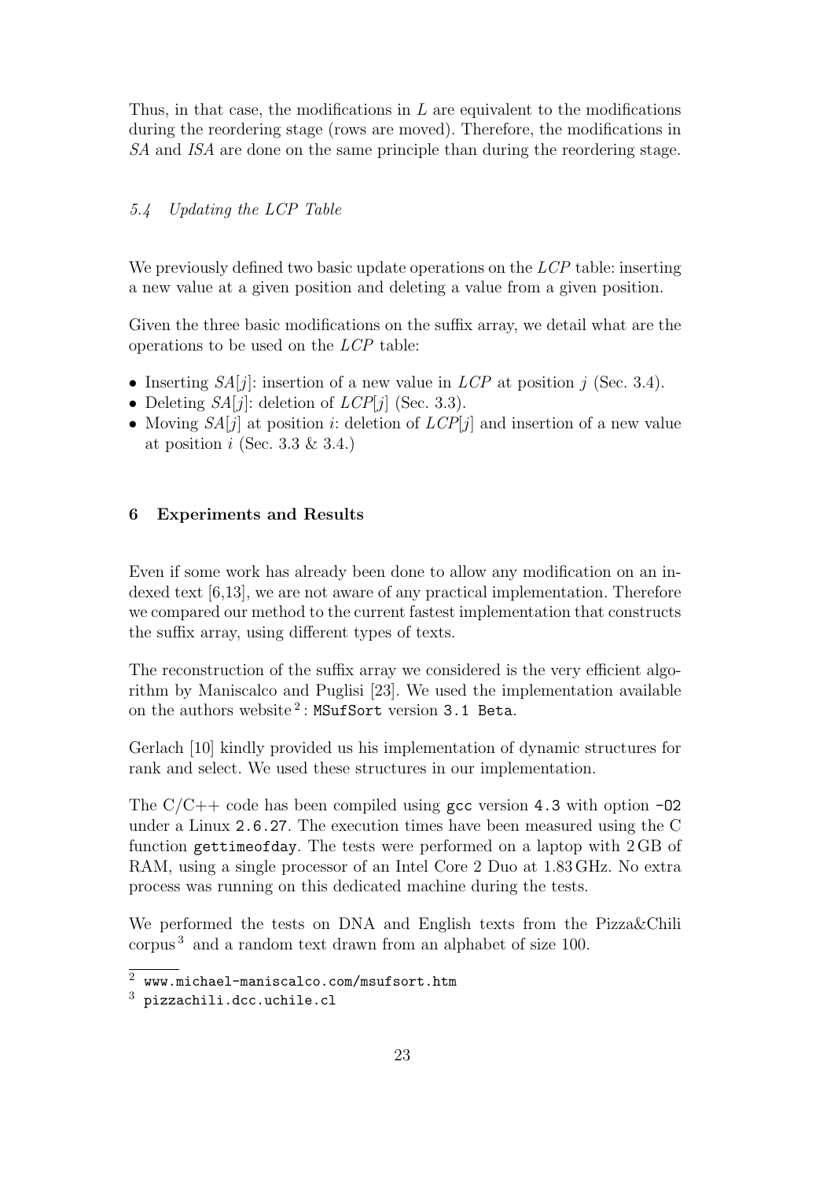Thus, in that case, the modifications in $L$ are equivalent to the modifications during the reordering stage (rows are moved). Therefore, the modifications in $SA$ and $ISA$ are done on the same principle than during the reordering stage.

### 5.4 Updating the LCP Table

We previously defined two basic update operations on the $LCP$ table: inserting a new value at a given position and deleting a value from a given position.

Given the three basic modifications on the suffix array, we detail what are the operations to be used on the $LCP$ table:

- Inserting $SA[j]$: insertion of a new value in $LCP$ at position $j$ (Sec. 3.4).
- Deleting $SA[j]$: deletion of $LCP[j]$ (Sec. 3.3).
- Moving $SA[j]$ at position $i$: deletion of $LCP[j]$ and insertion of a new value at position $i$ (Sec. 3.3 & 3.4.)

## 6 Experiments and Results

Even if some work has already been done to allow any modification on an indexed text [6,13], we are not aware of any practical implementation. Therefore we compared our method to the current fastest implementation that constructs the suffix array, using different types of texts.

The reconstruction of the suffix array we considered is the very efficient algorithm by Maniscalco and Puglisi [23]. We used the implementation available on the authors website [2]: `MSufSort` version `3.1 Beta`.

Gerlach [10] kindly provided us his implementation of dynamic structures for rank and select. We used these structures in our implementation.

The C/C++ code has been compiled using `gcc` version `4.3` with option `-O2` under a Linux `2.6.27`. The execution times have been measured using the C function `gettimeofday`. The tests were performed on a laptop with 2 GB of RAM, using a single processor of an Intel Core 2 Duo at 1.83 GHz. No extra process was running on this dedicated machine during the tests.

We performed the tests on DNA and English texts from the Pizza&Chili corpus [3] and a random text drawn from an alphabet of size 100.

[2] `www.michael-maniscalco.com/msufsort.htm`

[3] `pizzachili.dcc.uchile.cl`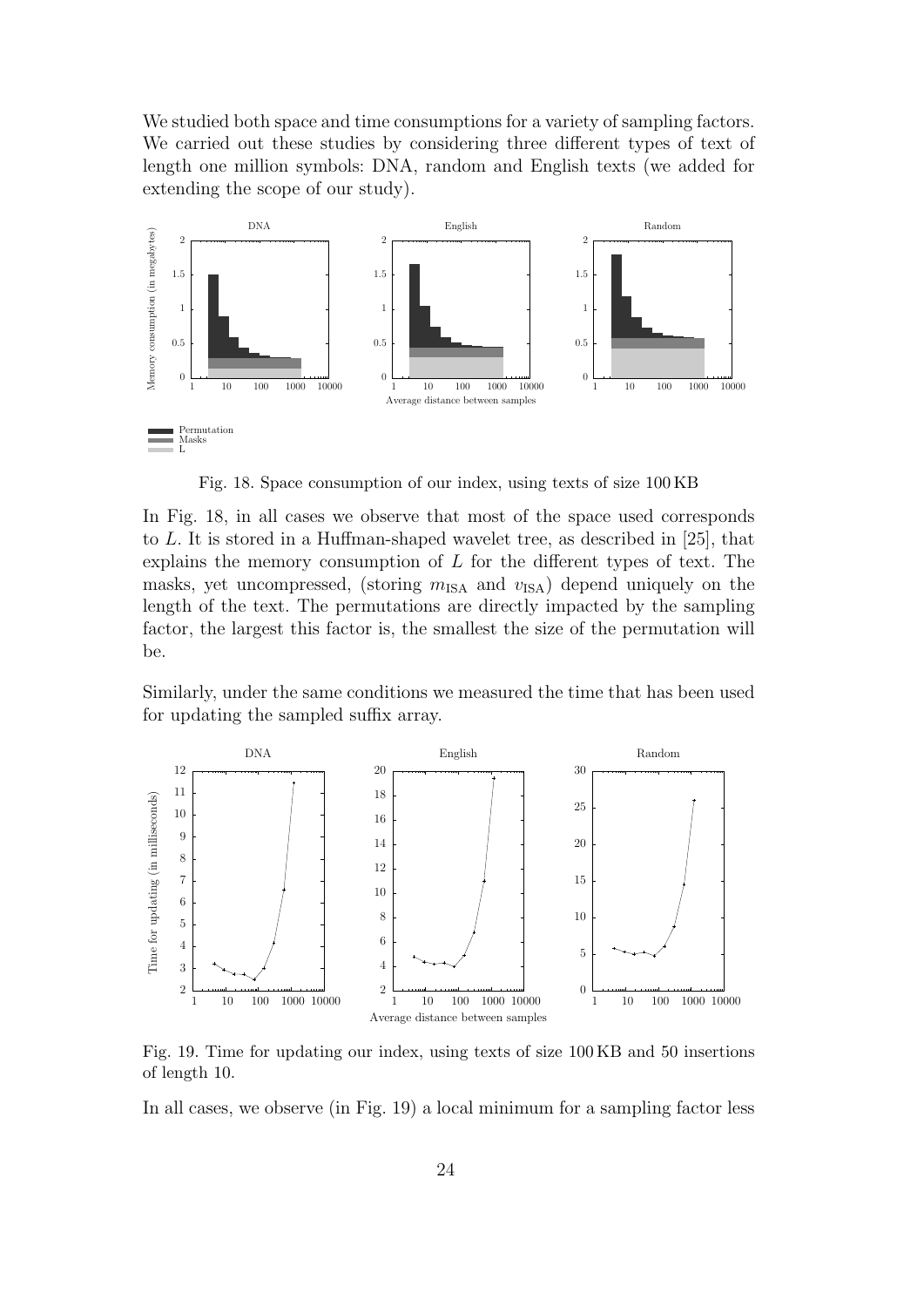We studied both space and time consumptions for a variety of sampling factors. We carried out these studies by considering three different types of text of length one million symbols: DNA, random and English texts (we added for extending the scope of our study).

DNA
English
Random

Memory consumption (in megabytes)

2
1.5
1
0.5
0

1 10 100 1000 10000

Average distance between samples

Permutation
Masks
L

Fig. 18. Space consumption of our index, using texts of size 100 KB

In Fig. 18, in all cases we observe that most of the space used corresponds to $L$. It is stored in a Huffman-shaped wavelet tree, as described in [25], that explains the memory consumption of $L$ for the different types of text. The masks, yet uncompressed, (storing $m_{\mathrm{ISA}}$ and $v_{\mathrm{ISA}}$) depend uniquely on the length of the text. The permutations are directly impacted by the sampling factor, the largest this factor is, the smallest the size of the permutation will be.

Similarly, under the same conditions we measured the time that has been used for updating the sampled suffix array.

DNA
English
Random

Time for updating (in milliseconds)

DNA: 12 11 10 9 8 7 6 5 4 3 2
English: 20 18 16 14 12 10 8 6 4 2
Random: 30 25 20 15 10 5 0

1 10 100 1000 10000

Average distance between samples

Fig. 19. Time for updating our index, using texts of size 100 KB and 50 insertions of length 10.

In all cases, we observe (in Fig. 19) a local minimum for a sampling factor less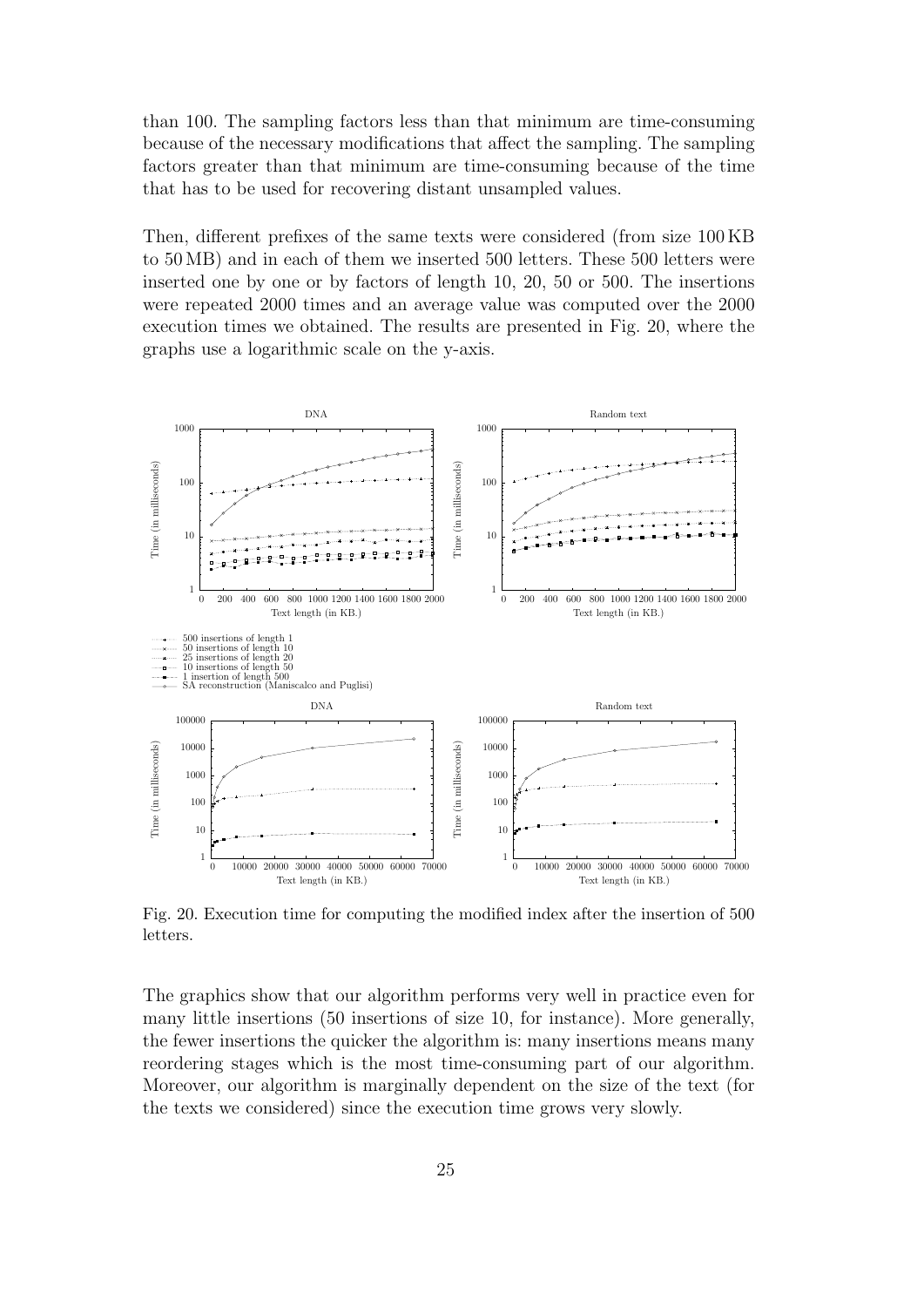than 100. The sampling factors less than that minimum are time-consuming because of the necessary modifications that affect the sampling. The sampling factors greater than that minimum are time-consuming because of the time that has to be used for recovering distant unsampled values.

Then, different prefixes of the same texts were considered (from size 100 KB to 50 MB) and in each of them we inserted 500 letters. These 500 letters were inserted one by one or by factors of length 10, 20, 50 or 500. The insertions were repeated 2000 times and an average value was computed over the 2000 execution times we obtained. The results are presented in Fig. 20, where the graphs use a logarithmic scale on the y-axis.

Fig. 20. Execution time for computing the modified index after the insertion of 500 letters.

The graphics show that our algorithm performs very well in practice even for many little insertions (50 insertions of size 10, for instance). More generally, the fewer insertions the quicker the algorithm is: many insertions means many reordering stages which is the most time-consuming part of our algorithm. Moreover, our algorithm is marginally dependent on the size of the text (for the texts we considered) since the execution time grows very slowly.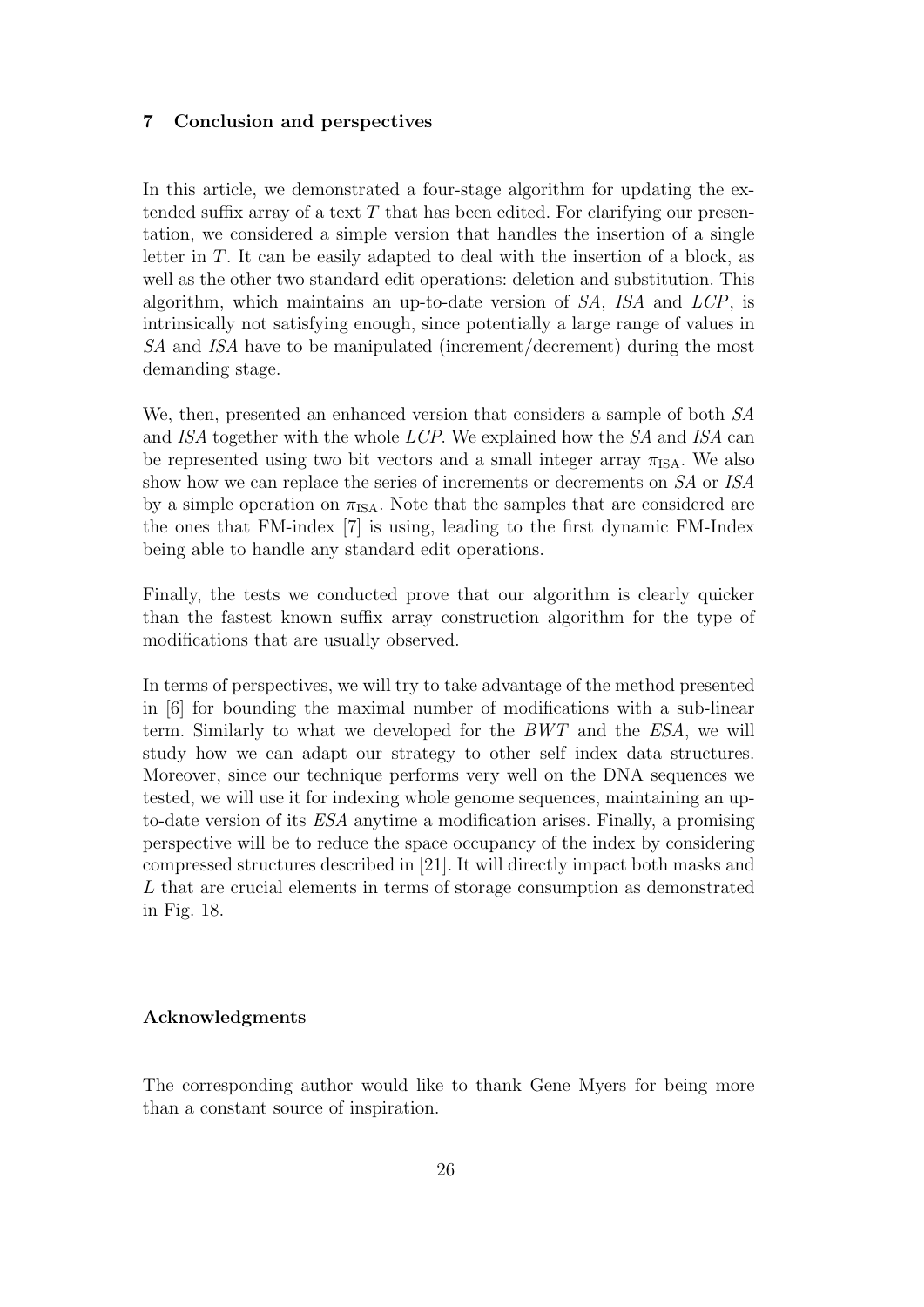## 7 Conclusion and perspectives

In this article, we demonstrated a four-stage algorithm for updating the extended suffix array of a text $T$ that has been edited. For clarifying our presentation, we considered a simple version that handles the insertion of a single letter in $T$. It can be easily adapted to deal with the insertion of a block, as well as the other two standard edit operations: deletion and substitution. This algorithm, which maintains an up-to-date version of *SA*, *ISA* and *LCP*, is intrinsically not satisfying enough, since potentially a large range of values in *SA* and *ISA* have to be manipulated (increment/decrement) during the most demanding stage.

We, then, presented an enhanced version that considers a sample of both *SA* and *ISA* together with the whole *LCP*. We explained how the *SA* and *ISA* can be represented using two bit vectors and a small integer array $\pi_{\text{ISA}}$. We also show how we can replace the series of increments or decrements on *SA* or *ISA* by a simple operation on $\pi_{\text{ISA}}$. Note that the samples that are considered are the ones that FM-index [7] is using, leading to the first dynamic FM-Index being able to handle any standard edit operations.

Finally, the tests we conducted prove that our algorithm is clearly quicker than the fastest known suffix array construction algorithm for the type of modifications that are usually observed.

In terms of perspectives, we will try to take advantage of the method presented in [6] for bounding the maximal number of modifications with a sub-linear term. Similarly to what we developed for the *BWT* and the *ESA*, we will study how we can adapt our strategy to other self index data structures. Moreover, since our technique performs very well on the DNA sequences we tested, we will use it for indexing whole genome sequences, maintaining an up-to-date version of its *ESA* anytime a modification arises. Finally, a promising perspective will be to reduce the space occupancy of the index by considering compressed structures described in [21]. It will directly impact both masks and $L$ that are crucial elements in terms of storage consumption as demonstrated in Fig. 18.

### Acknowledgments

The corresponding author would like to thank Gene Myers for being more than a constant source of inspiration.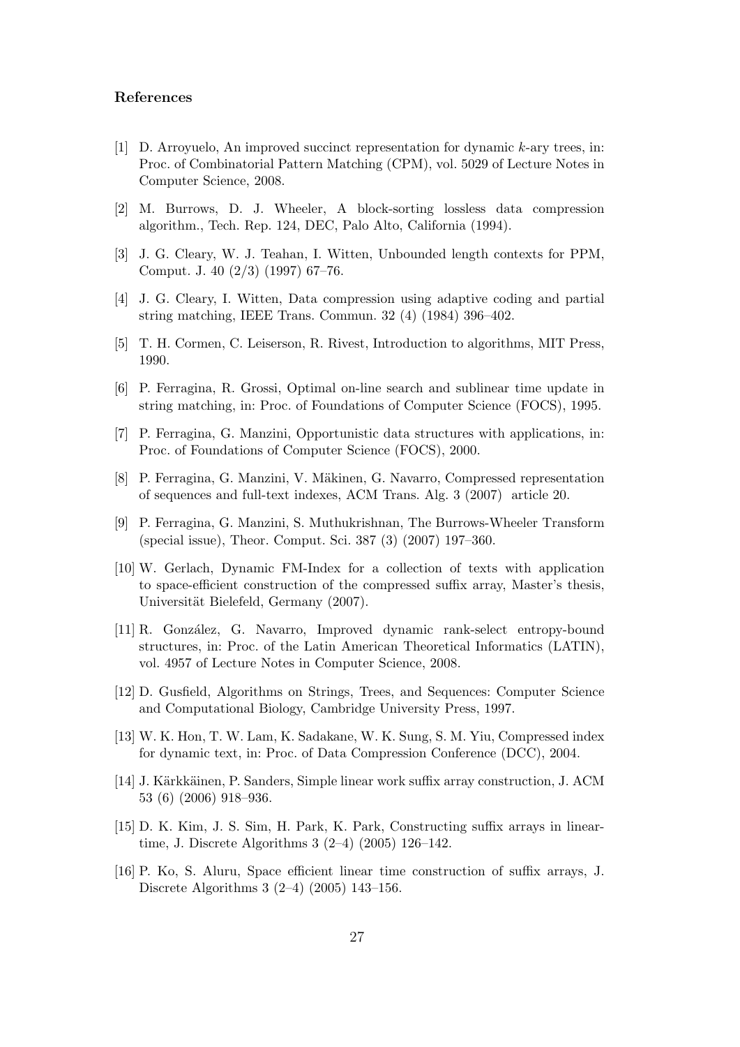## References

[1] D. Arroyuelo, An improved succinct representation for dynamic $k$-ary trees, in: Proc. of Combinatorial Pattern Matching (CPM), vol. 5029 of Lecture Notes in Computer Science, 2008.

[2] M. Burrows, D. J. Wheeler, A block-sorting lossless data compression algorithm., Tech. Rep. 124, DEC, Palo Alto, California (1994).

[3] J. G. Cleary, W. J. Teahan, I. Witten, Unbounded length contexts for PPM, Comput. J. 40 (2/3) (1997) 67–76.

[4] J. G. Cleary, I. Witten, Data compression using adaptive coding and partial string matching, IEEE Trans. Commun. 32 (4) (1984) 396–402.

[5] T. H. Cormen, C. Leiserson, R. Rivest, Introduction to algorithms, MIT Press, 1990.

[6] P. Ferragina, R. Grossi, Optimal on-line search and sublinear time update in string matching, in: Proc. of Foundations of Computer Science (FOCS), 1995.

[7] P. Ferragina, G. Manzini, Opportunistic data structures with applications, in: Proc. of Foundations of Computer Science (FOCS), 2000.

[8] P. Ferragina, G. Manzini, V. Mäkinen, G. Navarro, Compressed representation of sequences and full-text indexes, ACM Trans. Alg. 3 (2007) article 20.

[9] P. Ferragina, G. Manzini, S. Muthukrishnan, The Burrows-Wheeler Transform (special issue), Theor. Comput. Sci. 387 (3) (2007) 197–360.

[10] W. Gerlach, Dynamic FM-Index for a collection of texts with application to space-efficient construction of the compressed suffix array, Master's thesis, Universität Bielefeld, Germany (2007).

[11] R. González, G. Navarro, Improved dynamic rank-select entropy-bound structures, in: Proc. of the Latin American Theoretical Informatics (LATIN), vol. 4957 of Lecture Notes in Computer Science, 2008.

[12] D. Gusfield, Algorithms on Strings, Trees, and Sequences: Computer Science and Computational Biology, Cambridge University Press, 1997.

[13] W. K. Hon, T. W. Lam, K. Sadakane, W. K. Sung, S. M. Yiu, Compressed index for dynamic text, in: Proc. of Data Compression Conference (DCC), 2004.

[14] J. Kärkkäinen, P. Sanders, Simple linear work suffix array construction, J. ACM 53 (6) (2006) 918–936.

[15] D. K. Kim, J. S. Sim, H. Park, K. Park, Constructing suffix arrays in linear-time, J. Discrete Algorithms 3 (2–4) (2005) 126–142.

[16] P. Ko, S. Aluru, Space efficient linear time construction of suffix arrays, J. Discrete Algorithms 3 (2–4) (2005) 143–156.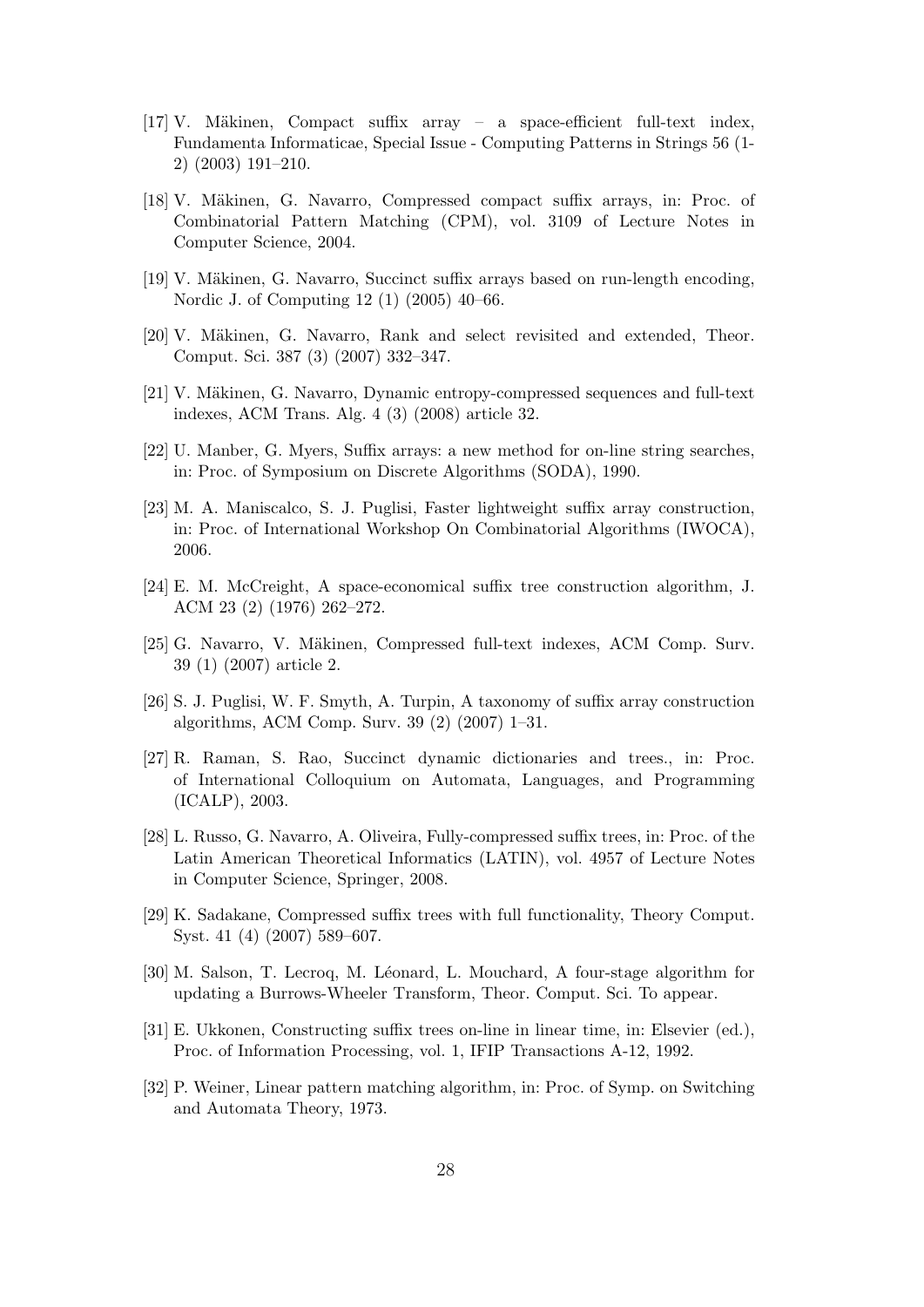[17] V. Mäkinen, Compact suffix array – a space-efficient full-text index, Fundamenta Informaticae, Special Issue - Computing Patterns in Strings 56 (1-2) (2003) 191–210.

[18] V. Mäkinen, G. Navarro, Compressed compact suffix arrays, in: Proc. of Combinatorial Pattern Matching (CPM), vol. 3109 of Lecture Notes in Computer Science, 2004.

[19] V. Mäkinen, G. Navarro, Succinct suffix arrays based on run-length encoding, Nordic J. of Computing 12 (1) (2005) 40–66.

[20] V. Mäkinen, G. Navarro, Rank and select revisited and extended, Theor. Comput. Sci. 387 (3) (2007) 332–347.

[21] V. Mäkinen, G. Navarro, Dynamic entropy-compressed sequences and full-text indexes, ACM Trans. Alg. 4 (3) (2008) article 32.

[22] U. Manber, G. Myers, Suffix arrays: a new method for on-line string searches, in: Proc. of Symposium on Discrete Algorithms (SODA), 1990.

[23] M. A. Maniscalco, S. J. Puglisi, Faster lightweight suffix array construction, in: Proc. of International Workshop On Combinatorial Algorithms (IWOCA), 2006.

[24] E. M. McCreight, A space-economical suffix tree construction algorithm, J. ACM 23 (2) (1976) 262–272.

[25] G. Navarro, V. Mäkinen, Compressed full-text indexes, ACM Comp. Surv. 39 (1) (2007) article 2.

[26] S. J. Puglisi, W. F. Smyth, A. Turpin, A taxonomy of suffix array construction algorithms, ACM Comp. Surv. 39 (2) (2007) 1–31.

[27] R. Raman, S. Rao, Succinct dynamic dictionaries and trees., in: Proc. of International Colloquium on Automata, Languages, and Programming (ICALP), 2003.

[28] L. Russo, G. Navarro, A. Oliveira, Fully-compressed suffix trees, in: Proc. of the Latin American Theoretical Informatics (LATIN), vol. 4957 of Lecture Notes in Computer Science, Springer, 2008.

[29] K. Sadakane, Compressed suffix trees with full functionality, Theory Comput. Syst. 41 (4) (2007) 589–607.

[30] M. Salson, T. Lecroq, M. Léonard, L. Mouchard, A four-stage algorithm for updating a Burrows-Wheeler Transform, Theor. Comput. Sci. To appear.

[31] E. Ukkonen, Constructing suffix trees on-line in linear time, in: Elsevier (ed.), Proc. of Information Processing, vol. 1, IFIP Transactions A-12, 1992.

[32] P. Weiner, Linear pattern matching algorithm, in: Proc. of Symp. on Switching and Automata Theory, 1973.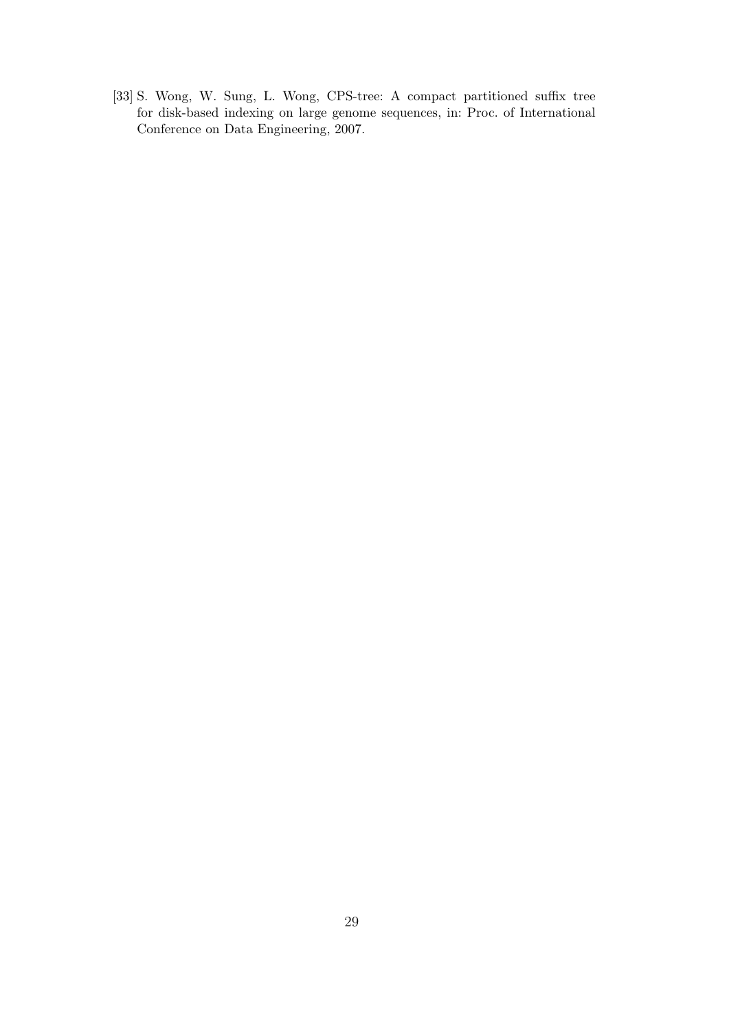[33] S. Wong, W. Sung, L. Wong, CPS-tree: A compact partitioned suffix tree for disk-based indexing on large genome sequences, in: Proc. of International Conference on Data Engineering, 2007.